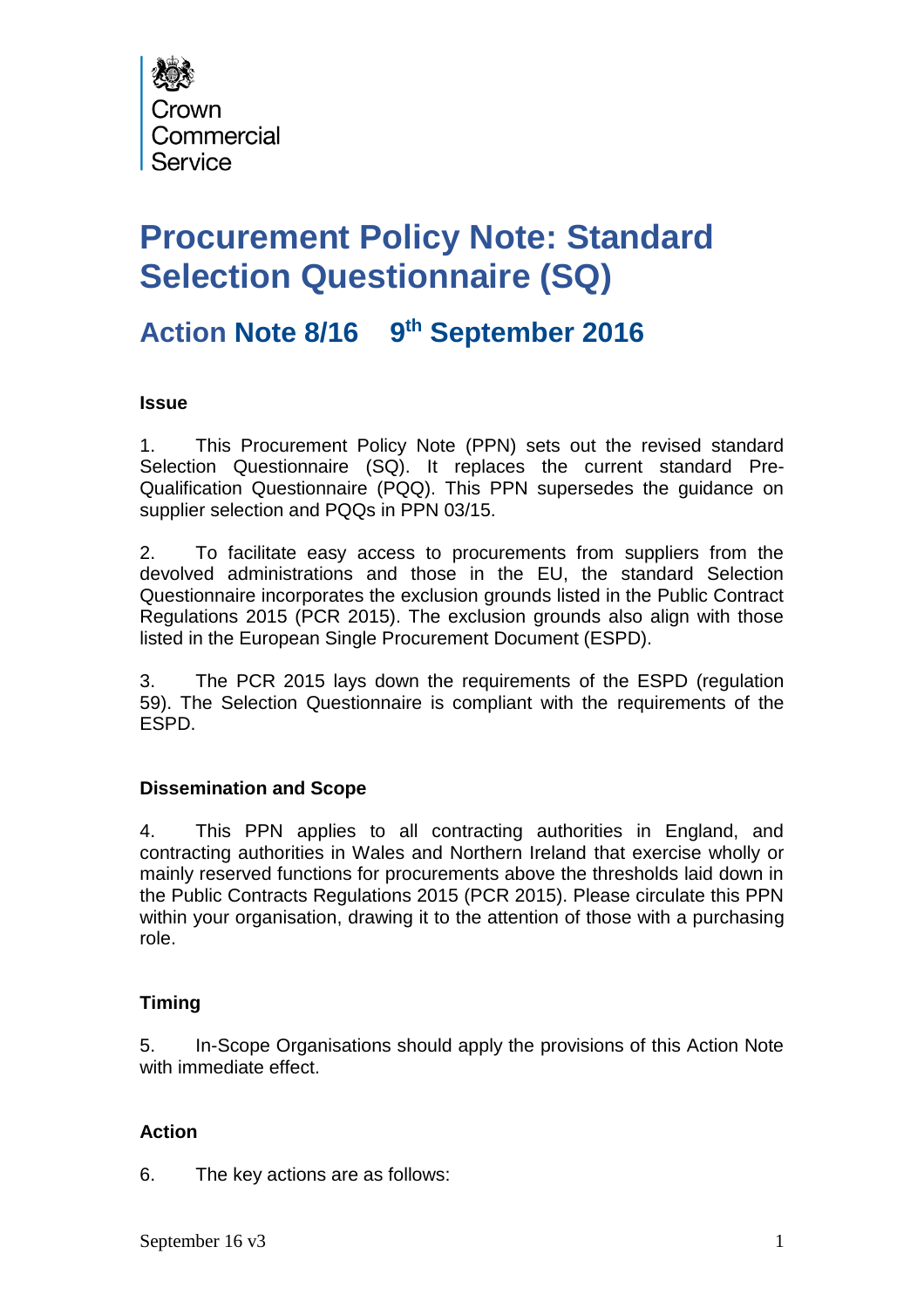Crown Commercial Service

# Procurement Policy Note: Standard Selection Questionnaire (SQ)

## Action Note 8/16 9th September 2016

### Issue

1. This Procurement Policy Note (PPN) sets out the revised standard Selection Questionnaire (SQ). It replaces the current standard Pre-Qualification Questionnaire (PQQ). This PPN supersedes the guidance on supplier selection and PQQs in PPN 03/15.

2. To facilitate easy access to procurements from suppliers from the devolved administrations and those in the EU, the standard Selection Questionnaire incorporates the exclusion grounds listed in the Public Contract Regulations 2015 (PCR 2015). The exclusion grounds also align with those listed in the European Single Procurement Document (ESPD).

3. The PCR 2015 lays down the requirements of the ESPD (regulation 59). The Selection Questionnaire is compliant with the requirements of the ESPD.

### Dissemination and Scope

4. This PPN applies to all contracting authorities in England, and contracting authorities in Wales and Northern Ireland that exercise wholly or mainly reserved functions for procurements above the thresholds laid down in the Public Contracts Regulations 2015 (PCR 2015). Please circulate this PPN within your organisation, drawing it to the attention of those with a purchasing role.

### Timing

5. In-Scope Organisations should apply the provisions of this Action Note with immediate effect.

### Action

6. The key actions are as follows: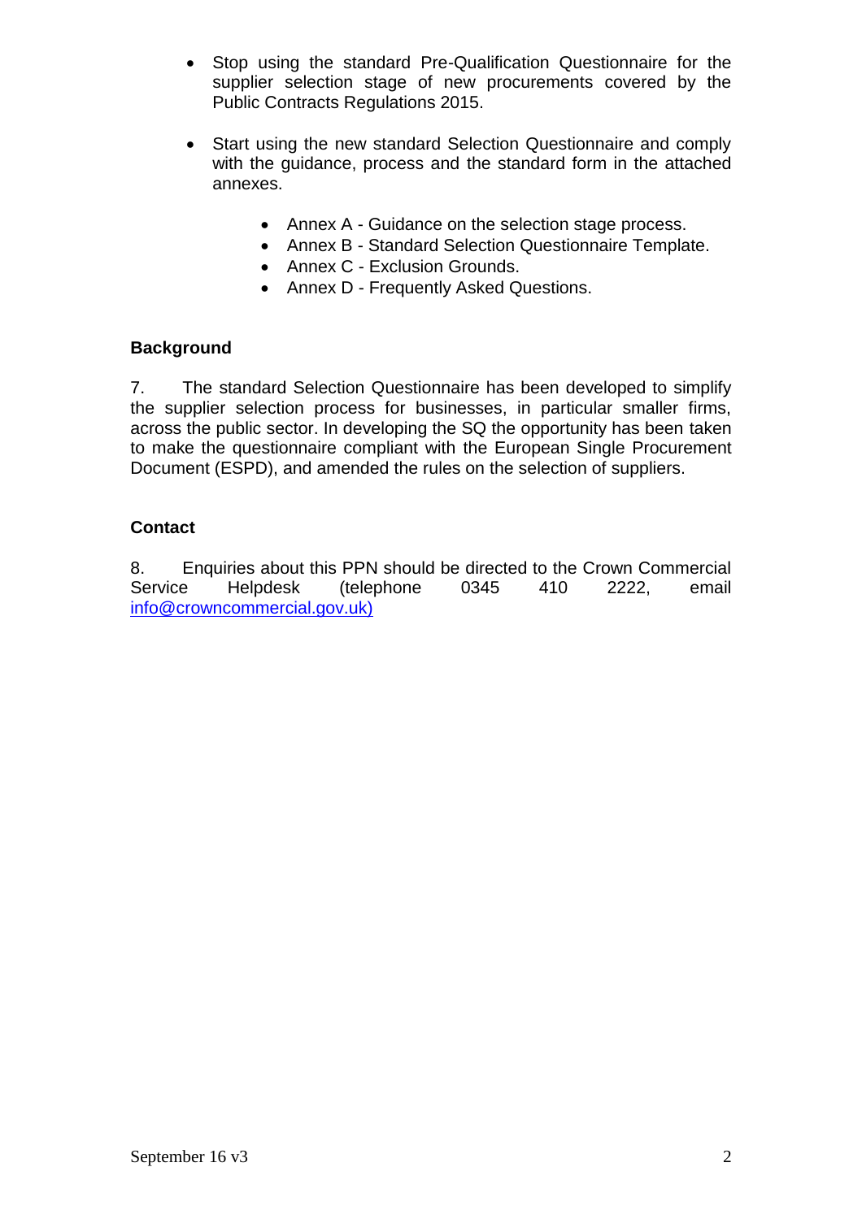- Stop using the standard Pre-Qualification Questionnaire for the supplier selection stage of new procurements covered by the Public Contracts Regulations 2015.

- Start using the new standard Selection Questionnaire and comply with the guidance, process and the standard form in the attached annexes.

    - Annex A - Guidance on the selection stage process.
    - Annex B - Standard Selection Questionnaire Template.
    - Annex C - Exclusion Grounds.
    - Annex D - Frequently Asked Questions.

**Background**

7. The standard Selection Questionnaire has been developed to simplify the supplier selection process for businesses, in particular smaller firms, across the public sector. In developing the SQ the opportunity has been taken to make the questionnaire compliant with the European Single Procurement Document (ESPD), and amended the rules on the selection of suppliers.

**Contact**

8. Enquiries about this PPN should be directed to the Crown Commercial Service Helpdesk (telephone 0345 410 2222, email info@crowncommercial.gov.uk)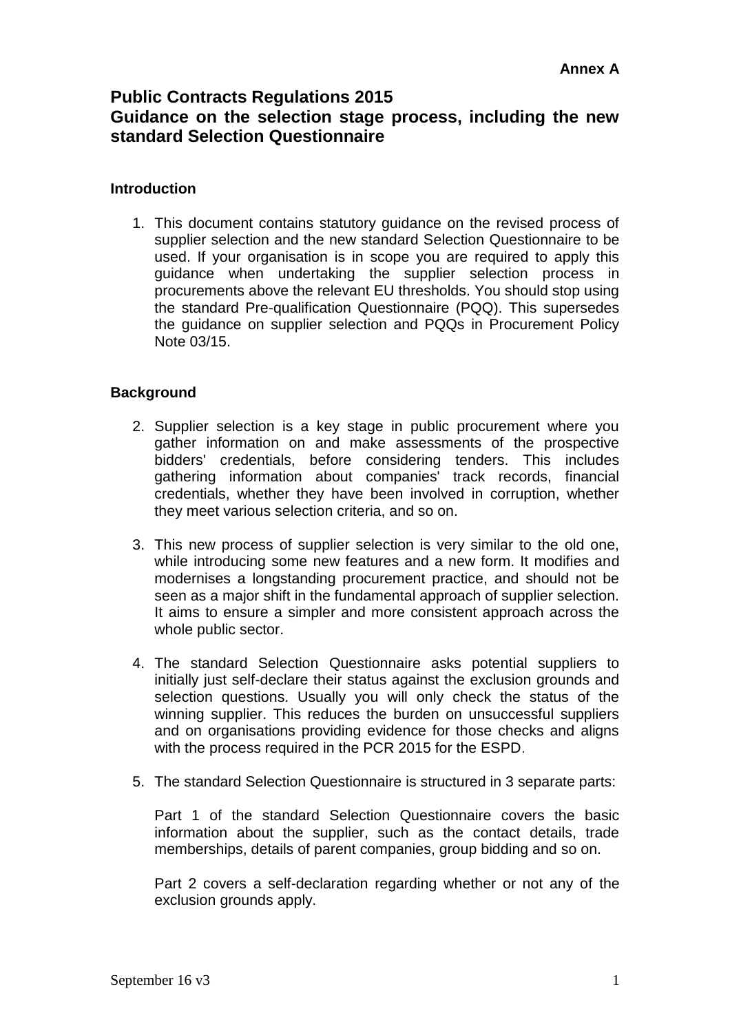**Annex A**

# Public Contracts Regulations 2015
# Guidance on the selection stage process, including the new standard Selection Questionnaire

## Introduction

1. This document contains statutory guidance on the revised process of supplier selection and the new standard Selection Questionnaire to be used. If your organisation is in scope you are required to apply this guidance when undertaking the supplier selection process in procurements above the relevant EU thresholds. You should stop using the standard Pre-qualification Questionnaire (PQQ). This supersedes the guidance on supplier selection and PQQs in Procurement Policy Note 03/15.

## Background

2. Supplier selection is a key stage in public procurement where you gather information on and make assessments of the prospective bidders' credentials, before considering tenders. This includes gathering information about companies' track records, financial credentials, whether they have been involved in corruption, whether they meet various selection criteria, and so on.

3. This new process of supplier selection is very similar to the old one, while introducing some new features and a new form. It modifies and modernises a longstanding procurement practice, and should not be seen as a major shift in the fundamental approach of supplier selection. It aims to ensure a simpler and more consistent approach across the whole public sector.

4. The standard Selection Questionnaire asks potential suppliers to initially just self-declare their status against the exclusion grounds and selection questions. Usually you will only check the status of the winning supplier. This reduces the burden on unsuccessful suppliers and on organisations providing evidence for those checks and aligns with the process required in the PCR 2015 for the ESPD.

5. The standard Selection Questionnaire is structured in 3 separate parts:

   Part 1 of the standard Selection Questionnaire covers the basic information about the supplier, such as the contact details, trade memberships, details of parent companies, group bidding and so on.

   Part 2 covers a self-declaration regarding whether or not any of the exclusion grounds apply.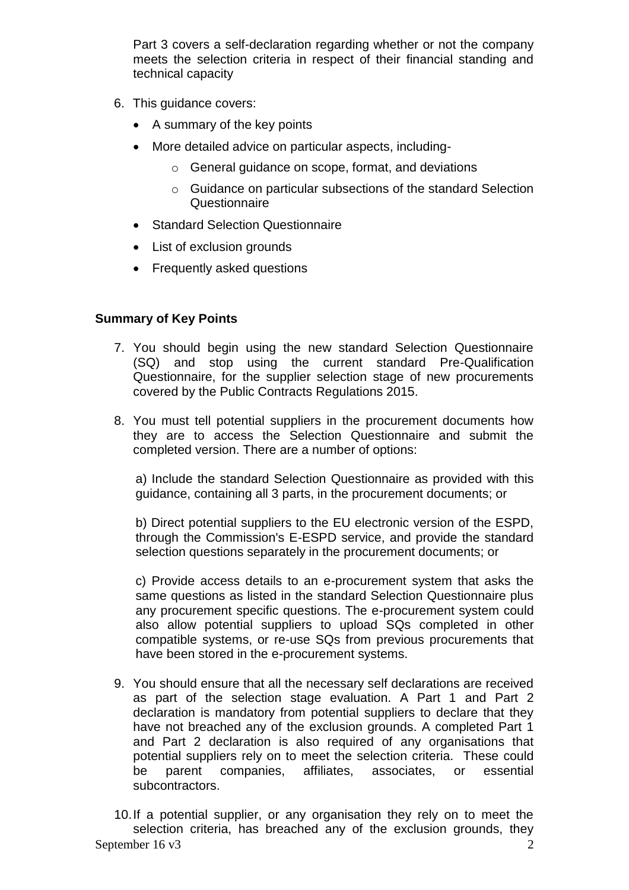Part 3 covers a self-declaration regarding whether or not the company meets the selection criteria in respect of their financial standing and technical capacity

6. This guidance covers:
   - A summary of the key points
   - More detailed advice on particular aspects, including-
     - General guidance on scope, format, and deviations
     - Guidance on particular subsections of the standard Selection Questionnaire
   - Standard Selection Questionnaire
   - List of exclusion grounds
   - Frequently asked questions

**Summary of Key Points**

7. You should begin using the new standard Selection Questionnaire (SQ) and stop using the current standard Pre-Qualification Questionnaire, for the supplier selection stage of new procurements covered by the Public Contracts Regulations 2015.

8. You must tell potential suppliers in the procurement documents how they are to access the Selection Questionnaire and submit the completed version. There are a number of options:

   a) Include the standard Selection Questionnaire as provided with this guidance, containing all 3 parts, in the procurement documents; or

   b) Direct potential suppliers to the EU electronic version of the ESPD, through the Commission's E-ESPD service, and provide the standard selection questions separately in the procurement documents; or

   c) Provide access details to an e-procurement system that asks the same questions as listed in the standard Selection Questionnaire plus any procurement specific questions. The e-procurement system could also allow potential suppliers to upload SQs completed in other compatible systems, or re-use SQs from previous procurements that have been stored in the e-procurement systems.

9. You should ensure that all the necessary self declarations are received as part of the selection stage evaluation. A Part 1 and Part 2 declaration is mandatory from potential suppliers to declare that they have not breached any of the exclusion grounds. A completed Part 1 and Part 2 declaration is also required of any organisations that potential suppliers rely on to meet the selection criteria. These could be parent companies, affiliates, associates, or essential subcontractors.

10. If a potential supplier, or any organisation they rely on to meet the selection criteria, has breached any of the exclusion grounds, they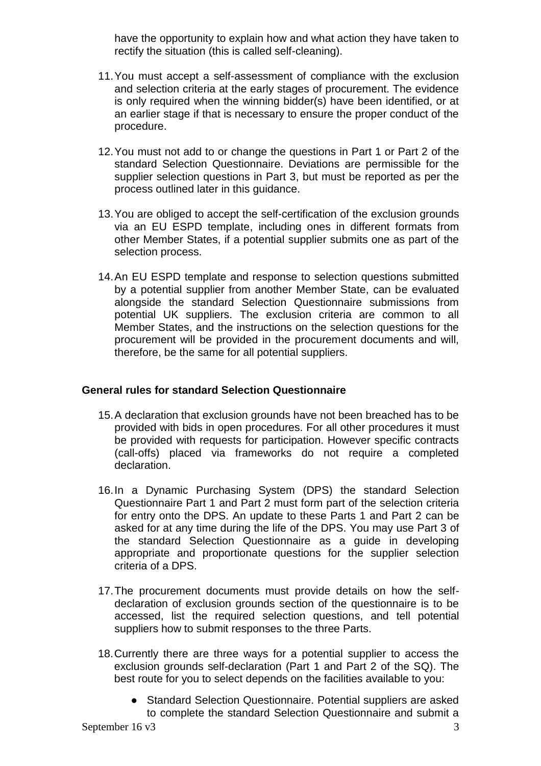have the opportunity to explain how and what action they have taken to rectify the situation (this is called self-cleaning).

11. You must accept a self-assessment of compliance with the exclusion and selection criteria at the early stages of procurement. The evidence is only required when the winning bidder(s) have been identified, or at an earlier stage if that is necessary to ensure the proper conduct of the procedure.

12. You must not add to or change the questions in Part 1 or Part 2 of the standard Selection Questionnaire. Deviations are permissible for the supplier selection questions in Part 3, but must be reported as per the process outlined later in this guidance.

13. You are obliged to accept the self-certification of the exclusion grounds via an EU ESPD template, including ones in different formats from other Member States, if a potential supplier submits one as part of the selection process.

14. An EU ESPD template and response to selection questions submitted by a potential supplier from another Member State, can be evaluated alongside the standard Selection Questionnaire submissions from potential UK suppliers. The exclusion criteria are common to all Member States, and the instructions on the selection questions for the procurement will be provided in the procurement documents and will, therefore, be the same for all potential suppliers.

**General rules for standard Selection Questionnaire**

15. A declaration that exclusion grounds have not been breached has to be provided with bids in open procedures. For all other procedures it must be provided with requests for participation. However specific contracts (call-offs) placed via frameworks do not require a completed declaration.

16. In a Dynamic Purchasing System (DPS) the standard Selection Questionnaire Part 1 and Part 2 must form part of the selection criteria for entry onto the DPS. An update to these Parts 1 and Part 2 can be asked for at any time during the life of the DPS. You may use Part 3 of the standard Selection Questionnaire as a guide in developing appropriate and proportionate questions for the supplier selection criteria of a DPS.

17. The procurement documents must provide details on how the self-declaration of exclusion grounds section of the questionnaire is to be accessed, list the required selection questions, and tell potential suppliers how to submit responses to the three Parts.

18. Currently there are three ways for a potential supplier to access the exclusion grounds self-declaration (Part 1 and Part 2 of the SQ). The best route for you to select depends on the facilities available to you:

   - Standard Selection Questionnaire. Potential suppliers are asked to complete the standard Selection Questionnaire and submit a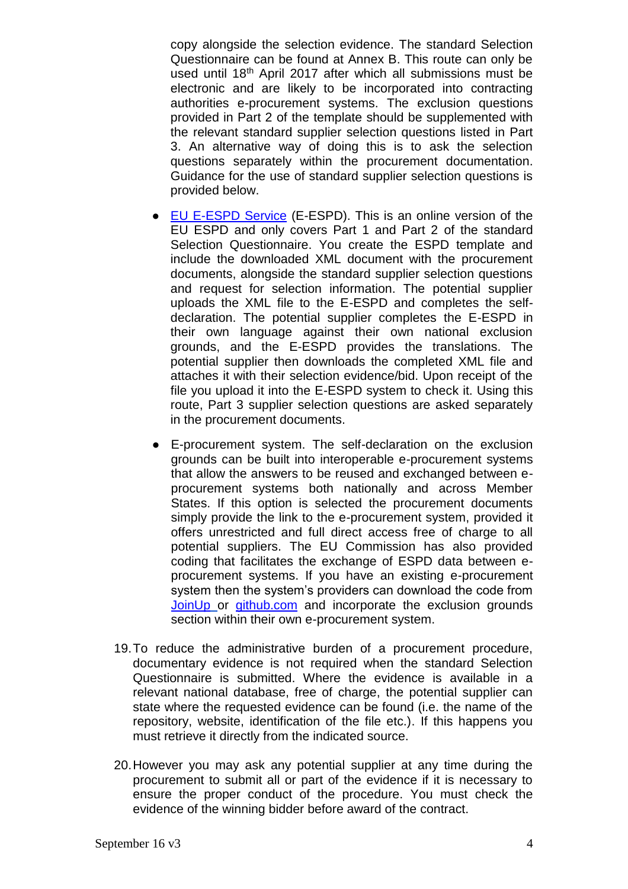copy alongside the selection evidence. The standard Selection Questionnaire can be found at Annex B. This route can only be used until 18th April 2017 after which all submissions must be electronic and are likely to be incorporated into contracting authorities e-procurement systems. The exclusion questions provided in Part 2 of the template should be supplemented with the relevant standard supplier selection questions listed in Part 3. An alternative way of doing this is to ask the selection questions separately within the procurement documentation. Guidance for the use of standard supplier selection questions is provided below.

- EU E-ESPD Service (E-ESPD). This is an online version of the EU ESPD and only covers Part 1 and Part 2 of the standard Selection Questionnaire. You create the ESPD template and include the downloaded XML document with the procurement documents, alongside the standard supplier selection questions and request for selection information. The potential supplier uploads the XML file to the E-ESPD and completes the self-declaration. The potential supplier completes the E-ESPD in their own language against their own national exclusion grounds, and the E-ESPD provides the translations. The potential supplier then downloads the completed XML file and attaches it with their selection evidence/bid. Upon receipt of the file you upload it into the E-ESPD system to check it. Using this route, Part 3 supplier selection questions are asked separately in the procurement documents.
- E-procurement system. The self-declaration on the exclusion grounds can be built into interoperable e-procurement systems that allow the answers to be reused and exchanged between e-procurement systems both nationally and across Member States. If this option is selected the procurement documents simply provide the link to the e-procurement system, provided it offers unrestricted and full direct access free of charge to all potential suppliers. The EU Commission has also provided coding that facilitates the exchange of ESPD data between e-procurement systems. If you have an existing e-procurement system then the system's providers can download the code from JoinUp or github.com and incorporate the exclusion grounds section within their own e-procurement system.

19. To reduce the administrative burden of a procurement procedure, documentary evidence is not required when the standard Selection Questionnaire is submitted. Where the evidence is available in a relevant national database, free of charge, the potential supplier can state where the requested evidence can be found (i.e. the name of the repository, website, identification of the file etc.). If this happens you must retrieve it directly from the indicated source.

20. However you may ask any potential supplier at any time during the procurement to submit all or part of the evidence if it is necessary to ensure the proper conduct of the procedure. You must check the evidence of the winning bidder before award of the contract.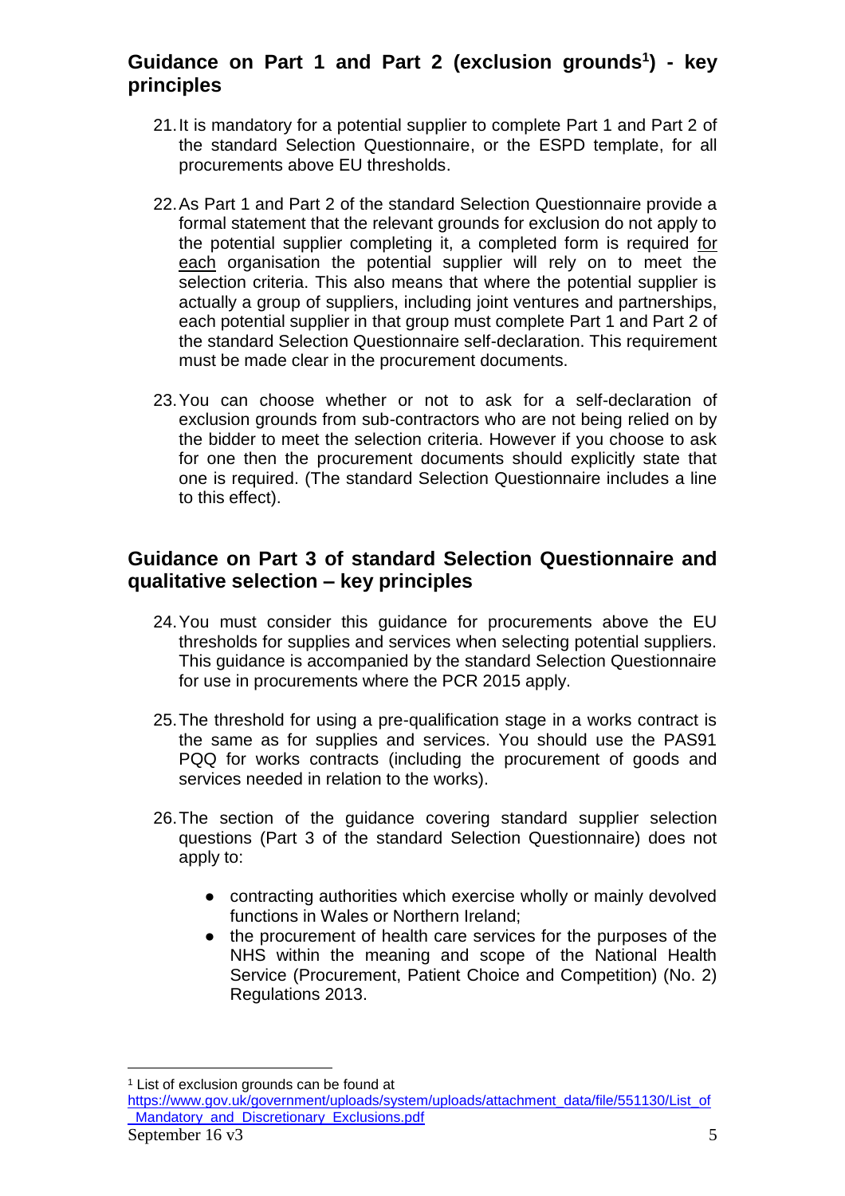## Guidance on Part 1 and Part 2 (exclusion grounds[1]) - key principles

21. It is mandatory for a potential supplier to complete Part 1 and Part 2 of the standard Selection Questionnaire, or the ESPD template, for all procurements above EU thresholds.

22. As Part 1 and Part 2 of the standard Selection Questionnaire provide a formal statement that the relevant grounds for exclusion do not apply to the potential supplier completing it, a completed form is required <u>for each</u> organisation the potential supplier will rely on to meet the selection criteria. This also means that where the potential supplier is actually a group of suppliers, including joint ventures and partnerships, each potential supplier in that group must complete Part 1 and Part 2 of the standard Selection Questionnaire self-declaration. This requirement must be made clear in the procurement documents.

23. You can choose whether or not to ask for a self-declaration of exclusion grounds from sub-contractors who are not being relied on by the bidder to meet the selection criteria. However if you choose to ask for one then the procurement documents should explicitly state that one is required. (The standard Selection Questionnaire includes a line to this effect).

## Guidance on Part 3 of standard Selection Questionnaire and qualitative selection – key principles

24. You must consider this guidance for procurements above the EU thresholds for supplies and services when selecting potential suppliers. This guidance is accompanied by the standard Selection Questionnaire for use in procurements where the PCR 2015 apply.

25. The threshold for using a pre-qualification stage in a works contract is the same as for supplies and services. You should use the PAS91 PQQ for works contracts (including the procurement of goods and services needed in relation to the works).

26. The section of the guidance covering standard supplier selection questions (Part 3 of the standard Selection Questionnaire) does not apply to:

- contracting authorities which exercise wholly or mainly devolved functions in Wales or Northern Ireland;
- the procurement of health care services for the purposes of the NHS within the meaning and scope of the National Health Service (Procurement, Patient Choice and Competition) (No. 2) Regulations 2013.

---

[1] List of exclusion grounds can be found at https://www.gov.uk/government/uploads/system/uploads/attachment_data/file/551130/List_of_Mandatory_and_Discretionary_Exclusions.pdf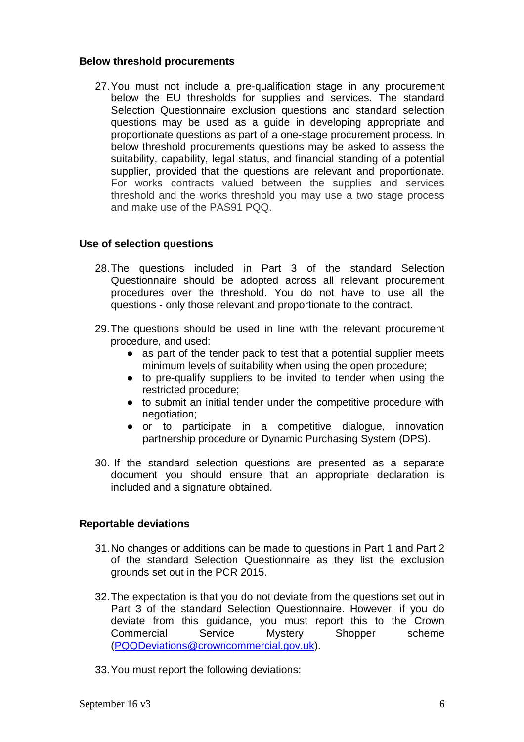**Below threshold procurements**

27. You must not include a pre-qualification stage in any procurement below the EU thresholds for supplies and services. The standard Selection Questionnaire exclusion questions and standard selection questions may be used as a guide in developing appropriate and proportionate questions as part of a one-stage procurement process. In below threshold procurements questions may be asked to assess the suitability, capability, legal status, and financial standing of a potential supplier, provided that the questions are relevant and proportionate. For works contracts valued between the supplies and services threshold and the works threshold you may use a two stage process and make use of the PAS91 PQQ.

**Use of selection questions**

28. The questions included in Part 3 of the standard Selection Questionnaire should be adopted across all relevant procurement procedures over the threshold. You do not have to use all the questions - only those relevant and proportionate to the contract.

29. The questions should be used in line with the relevant procurement procedure, and used:
    - as part of the tender pack to test that a potential supplier meets minimum levels of suitability when using the open procedure;
    - to pre-qualify suppliers to be invited to tender when using the restricted procedure;
    - to submit an initial tender under the competitive procedure with negotiation;
    - or to participate in a competitive dialogue, innovation partnership procedure or Dynamic Purchasing System (DPS).

30. If the standard selection questions are presented as a separate document you should ensure that an appropriate declaration is included and a signature obtained.

**Reportable deviations**

31. No changes or additions can be made to questions in Part 1 and Part 2 of the standard Selection Questionnaire as they list the exclusion grounds set out in the PCR 2015.

32. The expectation is that you do not deviate from the questions set out in Part 3 of the standard Selection Questionnaire. However, if you do deviate from this guidance, you must report this to the Crown Commercial Service Mystery Shopper scheme (PQQDeviations@crowncommercial.gov.uk).

33. You must report the following deviations: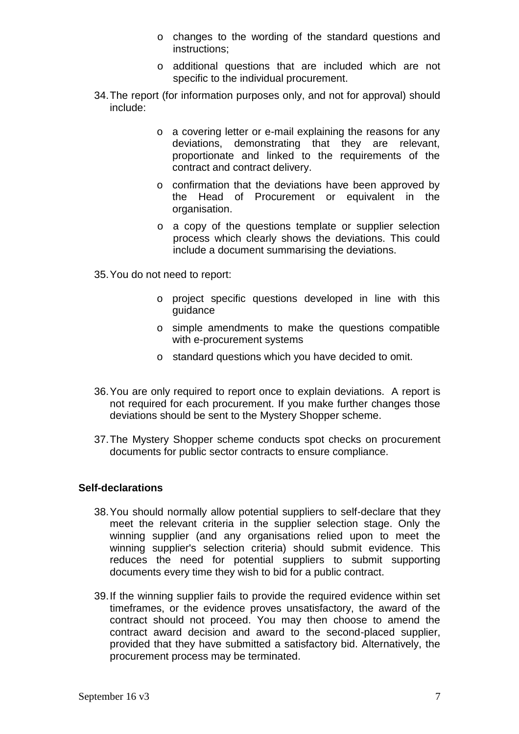- changes to the wording of the standard questions and instructions;
- additional questions that are included which are not specific to the individual procurement.

34. The report (for information purposes only, and not for approval) should include:
    - a covering letter or e-mail explaining the reasons for any deviations, demonstrating that they are relevant, proportionate and linked to the requirements of the contract and contract delivery.
    - confirmation that the deviations have been approved by the Head of Procurement or equivalent in the organisation.
    - a copy of the questions template or supplier selection process which clearly shows the deviations. This could include a document summarising the deviations.

35. You do not need to report:
    - project specific questions developed in line with this guidance
    - simple amendments to make the questions compatible with e-procurement systems
    - standard questions which you have decided to omit.

36. You are only required to report once to explain deviations. A report is not required for each procurement. If you make further changes those deviations should be sent to the Mystery Shopper scheme.

37. The Mystery Shopper scheme conducts spot checks on procurement documents for public sector contracts to ensure compliance.

**Self-declarations**

38. You should normally allow potential suppliers to self-declare that they meet the relevant criteria in the supplier selection stage. Only the winning supplier (and any organisations relied upon to meet the winning supplier's selection criteria) should submit evidence. This reduces the need for potential suppliers to submit supporting documents every time they wish to bid for a public contract.

39. If the winning supplier fails to provide the required evidence within set timeframes, or the evidence proves unsatisfactory, the award of the contract should not proceed. You may then choose to amend the contract award decision and award to the second-placed supplier, provided that they have submitted a satisfactory bid. Alternatively, the procurement process may be terminated.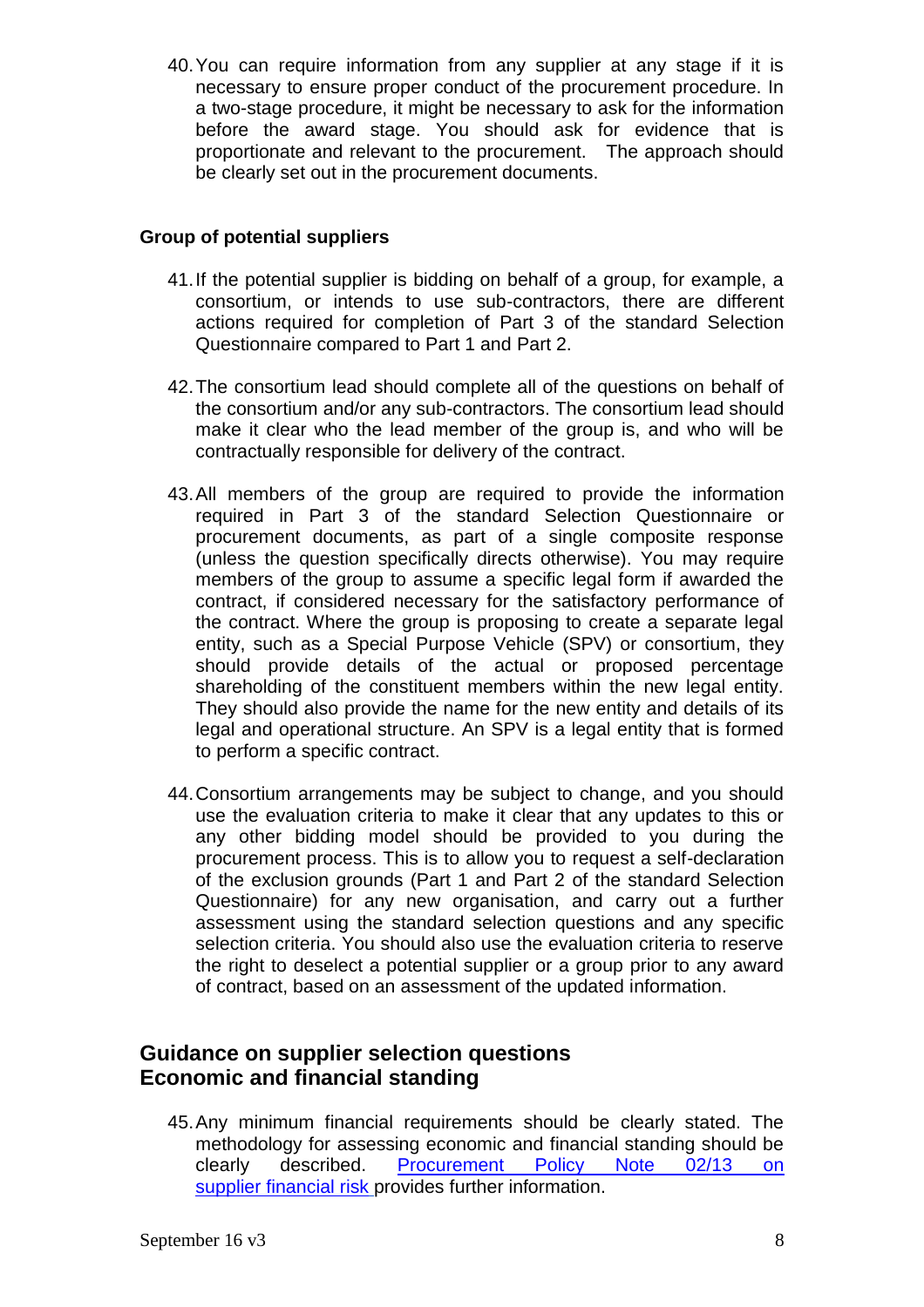40. You can require information from any supplier at any stage if it is necessary to ensure proper conduct of the procurement procedure. In a two-stage procedure, it might be necessary to ask for the information before the award stage. You should ask for evidence that is proportionate and relevant to the procurement. The approach should be clearly set out in the procurement documents.

### Group of potential suppliers

41. If the potential supplier is bidding on behalf of a group, for example, a consortium, or intends to use sub-contractors, there are different actions required for completion of Part 3 of the standard Selection Questionnaire compared to Part 1 and Part 2.

42. The consortium lead should complete all of the questions on behalf of the consortium and/or any sub-contractors. The consortium lead should make it clear who the lead member of the group is, and who will be contractually responsible for delivery of the contract.

43. All members of the group are required to provide the information required in Part 3 of the standard Selection Questionnaire or procurement documents, as part of a single composite response (unless the question specifically directs otherwise). You may require members of the group to assume a specific legal form if awarded the contract, if considered necessary for the satisfactory performance of the contract. Where the group is proposing to create a separate legal entity, such as a Special Purpose Vehicle (SPV) or consortium, they should provide details of the actual or proposed percentage shareholding of the constituent members within the new legal entity. They should also provide the name for the new entity and details of its legal and operational structure. An SPV is a legal entity that is formed to perform a specific contract.

44. Consortium arrangements may be subject to change, and you should use the evaluation criteria to make it clear that any updates to this or any other bidding model should be provided to you during the procurement process. This is to allow you to request a self-declaration of the exclusion grounds (Part 1 and Part 2 of the standard Selection Questionnaire) for any new organisation, and carry out a further assessment using the standard selection questions and any specific selection criteria. You should also use the evaluation criteria to reserve the right to deselect a potential supplier or a group prior to any award of contract, based on an assessment of the updated information.

## Guidance on supplier selection questions
## Economic and financial standing

45. Any minimum financial requirements should be clearly stated. The methodology for assessing economic and financial standing should be clearly described. Procurement Policy Note 02/13 on supplier financial risk provides further information.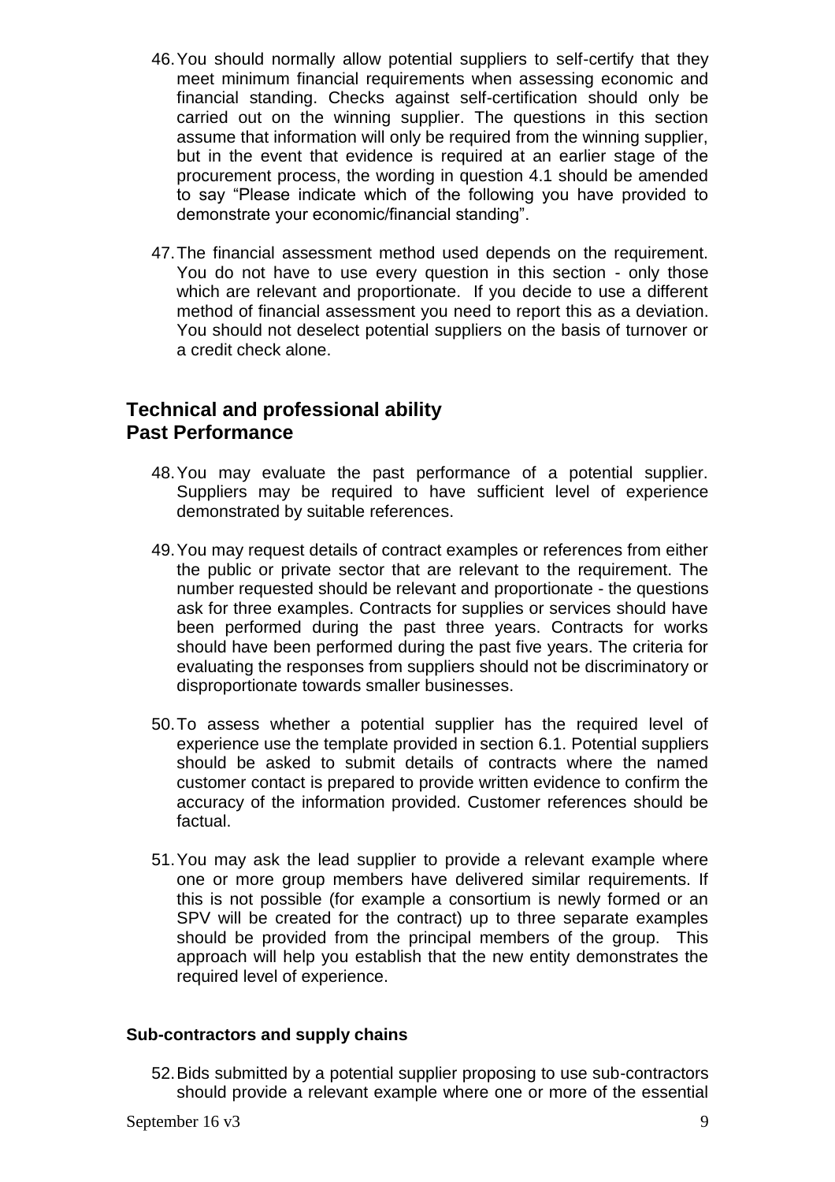46. You should normally allow potential suppliers to self-certify that they meet minimum financial requirements when assessing economic and financial standing. Checks against self-certification should only be carried out on the winning supplier. The questions in this section assume that information will only be required from the winning supplier, but in the event that evidence is required at an earlier stage of the procurement process, the wording in question 4.1 should be amended to say "Please indicate which of the following you have provided to demonstrate your economic/financial standing".

47. The financial assessment method used depends on the requirement. You do not have to use every question in this section - only those which are relevant and proportionate. If you decide to use a different method of financial assessment you need to report this as a deviation. You should not deselect potential suppliers on the basis of turnover or a credit check alone.

## Technical and professional ability
## Past Performance

48. You may evaluate the past performance of a potential supplier. Suppliers may be required to have sufficient level of experience demonstrated by suitable references.

49. You may request details of contract examples or references from either the public or private sector that are relevant to the requirement. The number requested should be relevant and proportionate - the questions ask for three examples. Contracts for supplies or services should have been performed during the past three years. Contracts for works should have been performed during the past five years. The criteria for evaluating the responses from suppliers should not be discriminatory or disproportionate towards smaller businesses.

50. To assess whether a potential supplier has the required level of experience use the template provided in section 6.1. Potential suppliers should be asked to submit details of contracts where the named customer contact is prepared to provide written evidence to confirm the accuracy of the information provided. Customer references should be factual.

51. You may ask the lead supplier to provide a relevant example where one or more group members have delivered similar requirements. If this is not possible (for example a consortium is newly formed or an SPV will be created for the contract) up to three separate examples should be provided from the principal members of the group. This approach will help you establish that the new entity demonstrates the required level of experience.

### Sub-contractors and supply chains

52. Bids submitted by a potential supplier proposing to use sub-contractors should provide a relevant example where one or more of the essential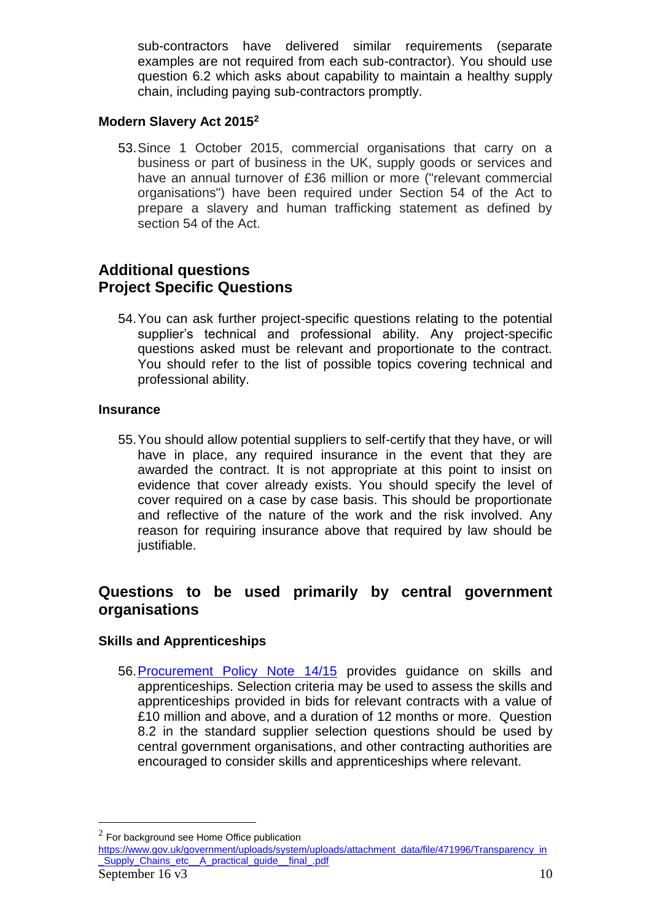sub-contractors have delivered similar requirements (separate examples are not required from each sub-contractor). You should use question 6.2 which asks about capability to maintain a healthy supply chain, including paying sub-contractors promptly.

#### Modern Slavery Act 2015[2]

53. Since 1 October 2015, commercial organisations that carry on a business or part of business in the UK, supply goods or services and have an annual turnover of £36 million or more ("relevant commercial organisations") have been required under Section 54 of the Act to prepare a slavery and human trafficking statement as defined by section 54 of the Act.

## Additional questions
## Project Specific Questions

54. You can ask further project-specific questions relating to the potential supplier's technical and professional ability. Any project-specific questions asked must be relevant and proportionate to the contract. You should refer to the list of possible topics covering technical and professional ability.

#### Insurance

55. You should allow potential suppliers to self-certify that they have, or will have in place, any required insurance in the event that they are awarded the contract. It is not appropriate at this point to insist on evidence that cover already exists. You should specify the level of cover required on a case by case basis. This should be proportionate and reflective of the nature of the work and the risk involved. Any reason for requiring insurance above that required by law should be justifiable.

## Questions to be used primarily by central government organisations

#### Skills and Apprenticeships

56. [Procurement Policy Note 14/15](#) provides guidance on skills and apprenticeships. Selection criteria may be used to assess the skills and apprenticeships provided in bids for relevant contracts with a value of £10 million and above, and a duration of 12 months or more. Question 8.2 in the standard supplier selection questions should be used by central government organisations, and other contracting authorities are encouraged to consider skills and apprenticeships where relevant.

---

[2] For background see Home Office publication https://www.gov.uk/government/uploads/system/uploads/attachment_data/file/471996/Transparency_in_Supply_Chains_etc__A_practical_guide__final_.pdf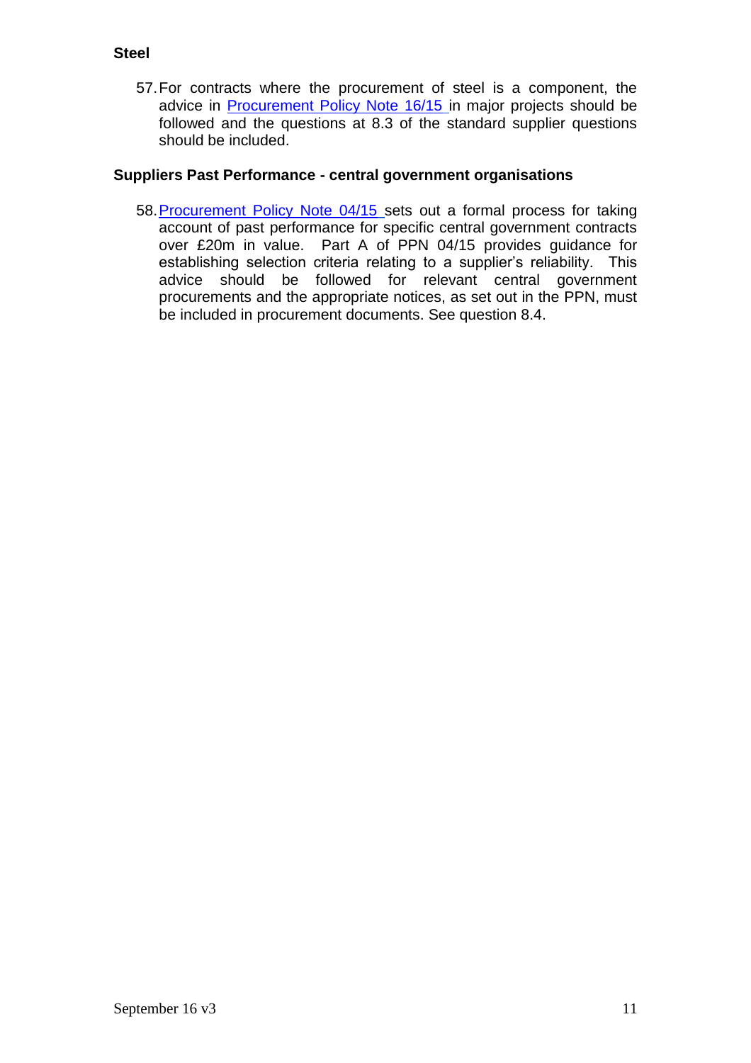## Steel

57. For contracts where the procurement of steel is a component, the advice in Procurement Policy Note 16/15 in major projects should be followed and the questions at 8.3 of the standard supplier questions should be included.

## Suppliers Past Performance - central government organisations

58. Procurement Policy Note 04/15 sets out a formal process for taking account of past performance for specific central government contracts over £20m in value. Part A of PPN 04/15 provides guidance for establishing selection criteria relating to a supplier's reliability. This advice should be followed for relevant central government procurements and the appropriate notices, as set out in the PPN, must be included in procurement documents. See question 8.4.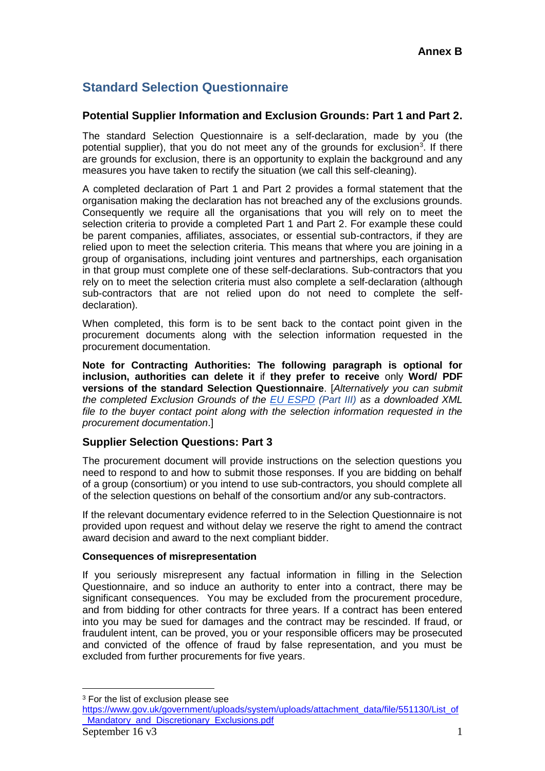**Annex B**

## Standard Selection Questionnaire

### Potential Supplier Information and Exclusion Grounds: Part 1 and Part 2.

The standard Selection Questionnaire is a self-declaration, made by you (the potential supplier), that you do not meet any of the grounds for exclusion[3]. If there are grounds for exclusion, there is an opportunity to explain the background and any measures you have taken to rectify the situation (we call this self-cleaning).

A completed declaration of Part 1 and Part 2 provides a formal statement that the organisation making the declaration has not breached any of the exclusions grounds. Consequently we require all the organisations that you will rely on to meet the selection criteria to provide a completed Part 1 and Part 2. For example these could be parent companies, affiliates, associates, or essential sub-contractors, if they are relied upon to meet the selection criteria. This means that where you are joining in a group of organisations, including joint ventures and partnerships, each organisation in that group must complete one of these self-declarations. Sub-contractors that you rely on to meet the selection criteria must also complete a self-declaration (although sub-contractors that are not relied upon do not need to complete the self-declaration).

When completed, this form is to be sent back to the contact point given in the procurement documents along with the selection information requested in the procurement documentation.

**Note for Contracting Authorities: The following paragraph is optional for inclusion, authorities can delete it** if **they prefer to receive** only **Word/ PDF versions of the standard Selection Questionnaire**. [*Alternatively you can submit the completed Exclusion Grounds of the EU ESPD (Part III) as a downloaded XML file to the buyer contact point along with the selection information requested in the procurement documentation*.]

### Supplier Selection Questions: Part 3

The procurement document will provide instructions on the selection questions you need to respond to and how to submit those responses. If you are bidding on behalf of a group (consortium) or you intend to use sub-contractors, you should complete all of the selection questions on behalf of the consortium and/or any sub-contractors.

If the relevant documentary evidence referred to in the Selection Questionnaire is not provided upon request and without delay we reserve the right to amend the contract award decision and award to the next compliant bidder.

**Consequences of misrepresentation**

If you seriously misrepresent any factual information in filling in the Selection Questionnaire, and so induce an authority to enter into a contract, there may be significant consequences. You may be excluded from the procurement procedure, and from bidding for other contracts for three years. If a contract has been entered into you may be sued for damages and the contract may be rescinded. If fraud, or fraudulent intent, can be proved, you or your responsible officers may be prosecuted and convicted of the offence of fraud by false representation, and you must be excluded from further procurements for five years.

---

[3] For the list of exclusion please see https://www.gov.uk/government/uploads/system/uploads/attachment_data/file/551130/List_of_Mandatory_and_Discretionary_Exclusions.pdf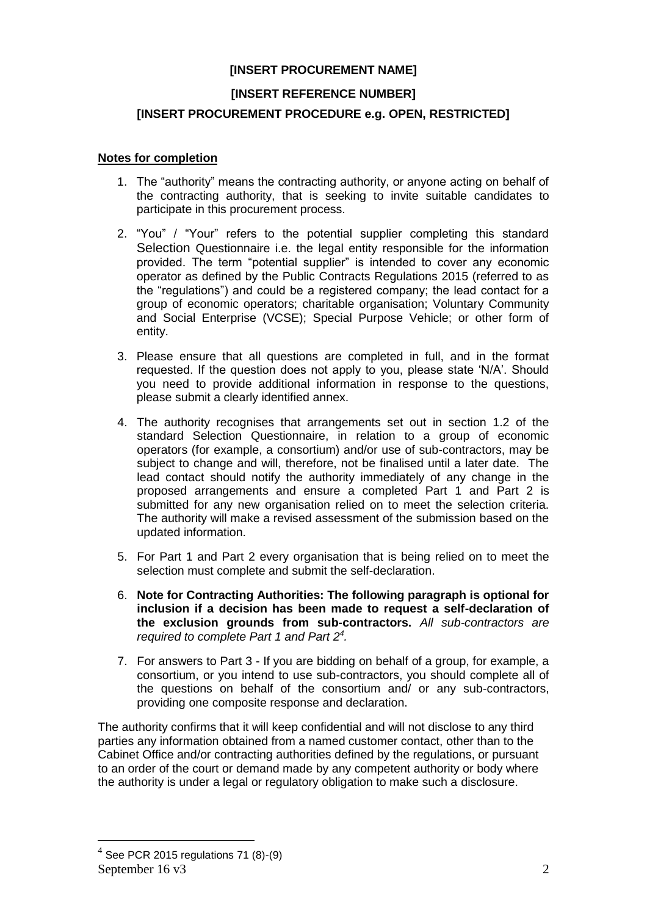**[INSERT PROCUREMENT NAME]**

**[INSERT REFERENCE NUMBER]**

**[INSERT PROCUREMENT PROCEDURE e.g. OPEN, RESTRICTED]**

**Notes for completion**

1. The "authority" means the contracting authority, or anyone acting on behalf of the contracting authority, that is seeking to invite suitable candidates to participate in this procurement process.

2. "You" / "Your" refers to the potential supplier completing this standard Selection Questionnaire i.e. the legal entity responsible for the information provided. The term "potential supplier" is intended to cover any economic operator as defined by the Public Contracts Regulations 2015 (referred to as the "regulations") and could be a registered company; the lead contact for a group of economic operators; charitable organisation; Voluntary Community and Social Enterprise (VCSE); Special Purpose Vehicle; or other form of entity.

3. Please ensure that all questions are completed in full, and in the format requested. If the question does not apply to you, please state 'N/A'. Should you need to provide additional information in response to the questions, please submit a clearly identified annex.

4. The authority recognises that arrangements set out in section 1.2 of the standard Selection Questionnaire, in relation to a group of economic operators (for example, a consortium) and/or use of sub-contractors, may be subject to change and will, therefore, not be finalised until a later date. The lead contact should notify the authority immediately of any change in the proposed arrangements and ensure a completed Part 1 and Part 2 is submitted for any new organisation relied on to meet the selection criteria. The authority will make a revised assessment of the submission based on the updated information.

5. For Part 1 and Part 2 every organisation that is being relied on to meet the selection must complete and submit the self-declaration.

6. **Note for Contracting Authorities: The following paragraph is optional for inclusion if a decision has been made to request a self-declaration of the exclusion grounds from sub-contractors.** *All sub-contractors are required to complete Part 1 and Part 2*[4]*.*

7. For answers to Part 3 - If you are bidding on behalf of a group, for example, a consortium, or you intend to use sub-contractors, you should complete all of the questions on behalf of the consortium and/ or any sub-contractors, providing one composite response and declaration.

The authority confirms that it will keep confidential and will not disclose to any third parties any information obtained from a named customer contact, other than to the Cabinet Office and/or contracting authorities defined by the regulations, or pursuant to an order of the court or demand made by any competent authority or body where the authority is under a legal or regulatory obligation to make such a disclosure.

---

[4] See PCR 2015 regulations 71 (8)-(9)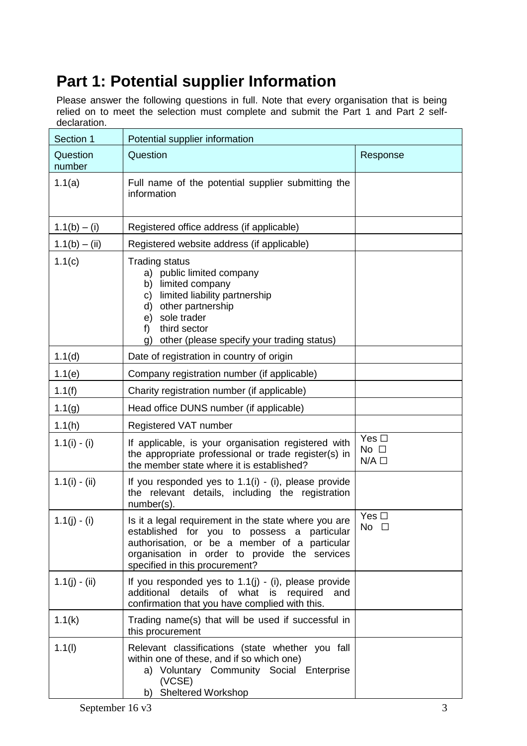# Part 1: Potential supplier Information

Please answer the following questions in full. Note that every organisation that is being relied on to meet the selection must complete and submit the Part 1 and Part 2 self-declaration.

| Section 1 | Potential supplier information | |
|---|---|---|
| Question number | Question | Response |
| 1.1(a) | Full name of the potential supplier submitting the information | |
| 1.1(b) – (i) | Registered office address (if applicable) | |
| 1.1(b) – (ii) | Registered website address (if applicable) | |
| 1.1(c) | Trading status<br>a) public limited company<br>b) limited company<br>c) limited liability partnership<br>d) other partnership<br>e) sole trader<br>f) third sector<br>g) other (please specify your trading status) | |
| 1.1(d) | Date of registration in country of origin | |
| 1.1(e) | Company registration number (if applicable) | |
| 1.1(f) | Charity registration number (if applicable) | |
| 1.1(g) | Head office DUNS number (if applicable) | |
| 1.1(h) | Registered VAT number | |
| 1.1(i) - (i) | If applicable, is your organisation registered with the appropriate professional or trade register(s) in the member state where it is established? | Yes ☐<br>No ☐<br>N/A ☐ |
| 1.1(i) - (ii) | If you responded yes to 1.1(i) - (i), please provide the relevant details, including the registration number(s). | |
| 1.1(j) - (i) | Is it a legal requirement in the state where you are established for you to possess a particular authorisation, or be a member of a particular organisation in order to provide the services specified in this procurement? | Yes ☐<br>No ☐ |
| 1.1(j) - (ii) | If you responded yes to 1.1(j) - (i), please provide additional details of what is required and confirmation that you have complied with this. | |
| 1.1(k) | Trading name(s) that will be used if successful in this procurement | |
| 1.1(l) | Relevant classifications (state whether you fall within one of these, and if so which one)<br>a) Voluntary Community Social Enterprise (VCSE)<br>b) Sheltered Workshop | |

September 16 v3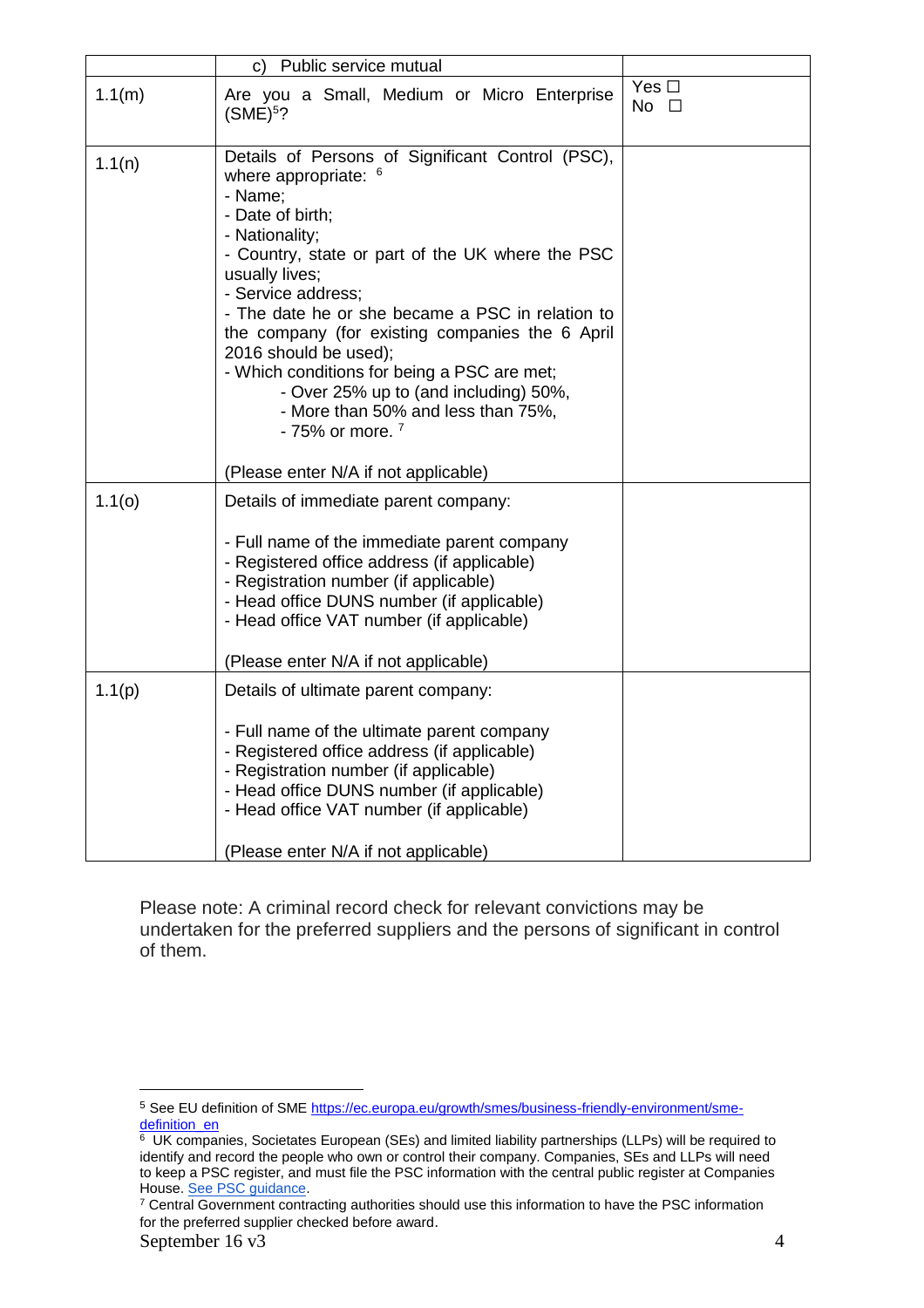| | c) Public service mutual | |
|---|---|---|
| 1.1(m) | Are you a Small, Medium or Micro Enterprise (SME)[5]? | Yes ☐<br>No ☐ |
| 1.1(n) | Details of Persons of Significant Control (PSC), where appropriate: [6]<br>- Name;<br>- Date of birth;<br>- Nationality;<br>- Country, state or part of the UK where the PSC usually lives;<br>- Service address;<br>- The date he or she became a PSC in relation to the company (for existing companies the 6 April 2016 should be used);<br>- Which conditions for being a PSC are met;<br>- Over 25% up to (and including) 50%,<br>- More than 50% and less than 75%,<br>- 75% or more. [7]<br><br>(Please enter N/A if not applicable) | |
| 1.1(o) | Details of immediate parent company:<br><br>- Full name of the immediate parent company<br>- Registered office address (if applicable)<br>- Registration number (if applicable)<br>- Head office DUNS number (if applicable)<br>- Head office VAT number (if applicable)<br><br>(Please enter N/A if not applicable) | |
| 1.1(p) | Details of ultimate parent company:<br><br>- Full name of the ultimate parent company<br>- Registered office address (if applicable)<br>- Registration number (if applicable)<br>- Head office DUNS number (if applicable)<br>- Head office VAT number (if applicable)<br><br>(Please enter N/A if not applicable) | |

Please note: A criminal record check for relevant convictions may be undertaken for the preferred suppliers and the persons of significant in control of them.

[5] See EU definition of SME https://ec.europa.eu/growth/smes/business-friendly-environment/sme-definition_en

[6] UK companies, Societates European (SEs) and limited liability partnerships (LLPs) will be required to identify and record the people who own or control their company. Companies, SEs and LLPs will need to keep a PSC register, and must file the PSC information with the central public register at Companies House. See PSC guidance.

[7] Central Government contracting authorities should use this information to have the PSC information for the preferred supplier checked before award.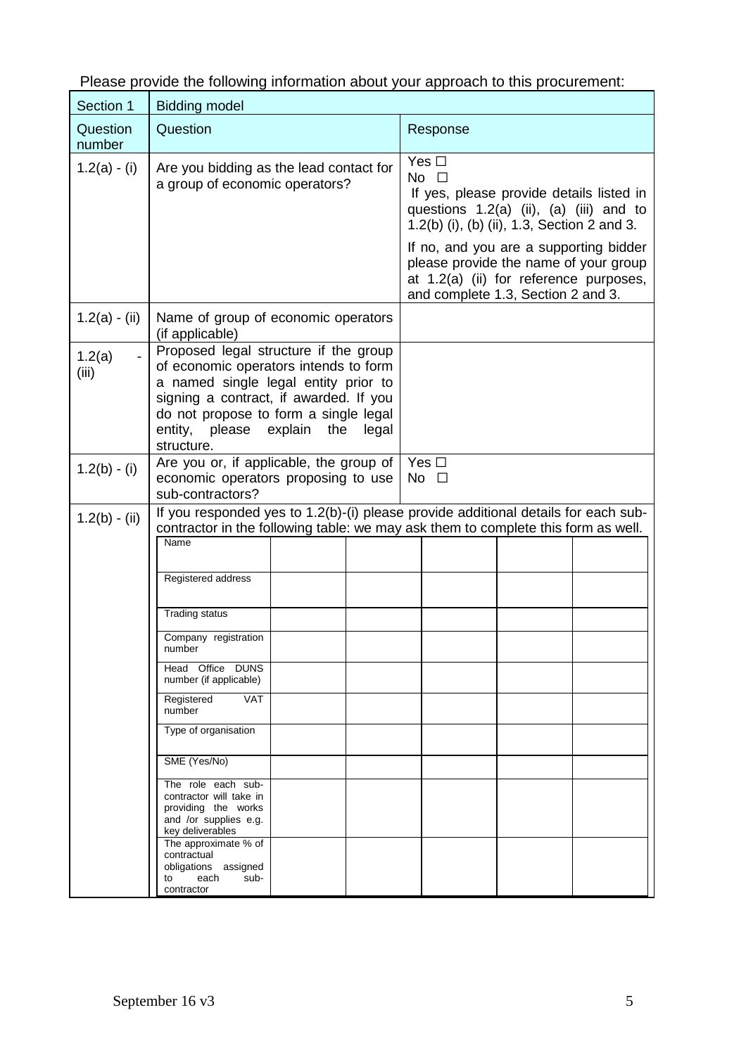Please provide the following information about your approach to this procurement:

| Section 1 | Bidding model | |
|---|---|---|
| Question number | Question | Response |
| 1.2(a) - (i) | Are you bidding as the lead contact for a group of economic operators? | Yes ☐<br>No ☐<br>If yes, please provide details listed in questions 1.2(a) (ii), (a) (iii) and to 1.2(b) (i), (b) (ii), 1.3, Section 2 and 3.<br><br>If no, and you are a supporting bidder please provide the name of your group at 1.2(a) (ii) for reference purposes, and complete 1.3, Section 2 and 3. |
| 1.2(a) - (ii) | Name of group of economic operators (if applicable) | |
| 1.2(a) - (iii) | Proposed legal structure if the group of economic operators intends to form a named single legal entity prior to signing a contract, if awarded. If you do not propose to form a single legal entity, please explain the legal structure. | |
| 1.2(b) - (i) | Are you or, if applicable, the group of economic operators proposing to use sub-contractors? | Yes ☐<br>No ☐ |
| 1.2(b) - (ii) | If you responded yes to 1.2(b)-(i) please provide additional details for each sub-contractor in the following table: we may ask them to complete this form as well. | |

| | | | | | |
|---|---|---|---|---|---|
| Name | | | | | |
| Registered address | | | | | |
| Trading status | | | | | |
| Company registration number | | | | | |
| Head Office DUNS number (if applicable) | | | | | |
| Registered VAT number | | | | | |
| Type of organisation | | | | | |
| SME (Yes/No) | | | | | |
| The role each sub-contractor will take in providing the works and /or supplies e.g. key deliverables | | | | | |
| The approximate % of contractual obligations assigned to each sub-contractor | | | | | |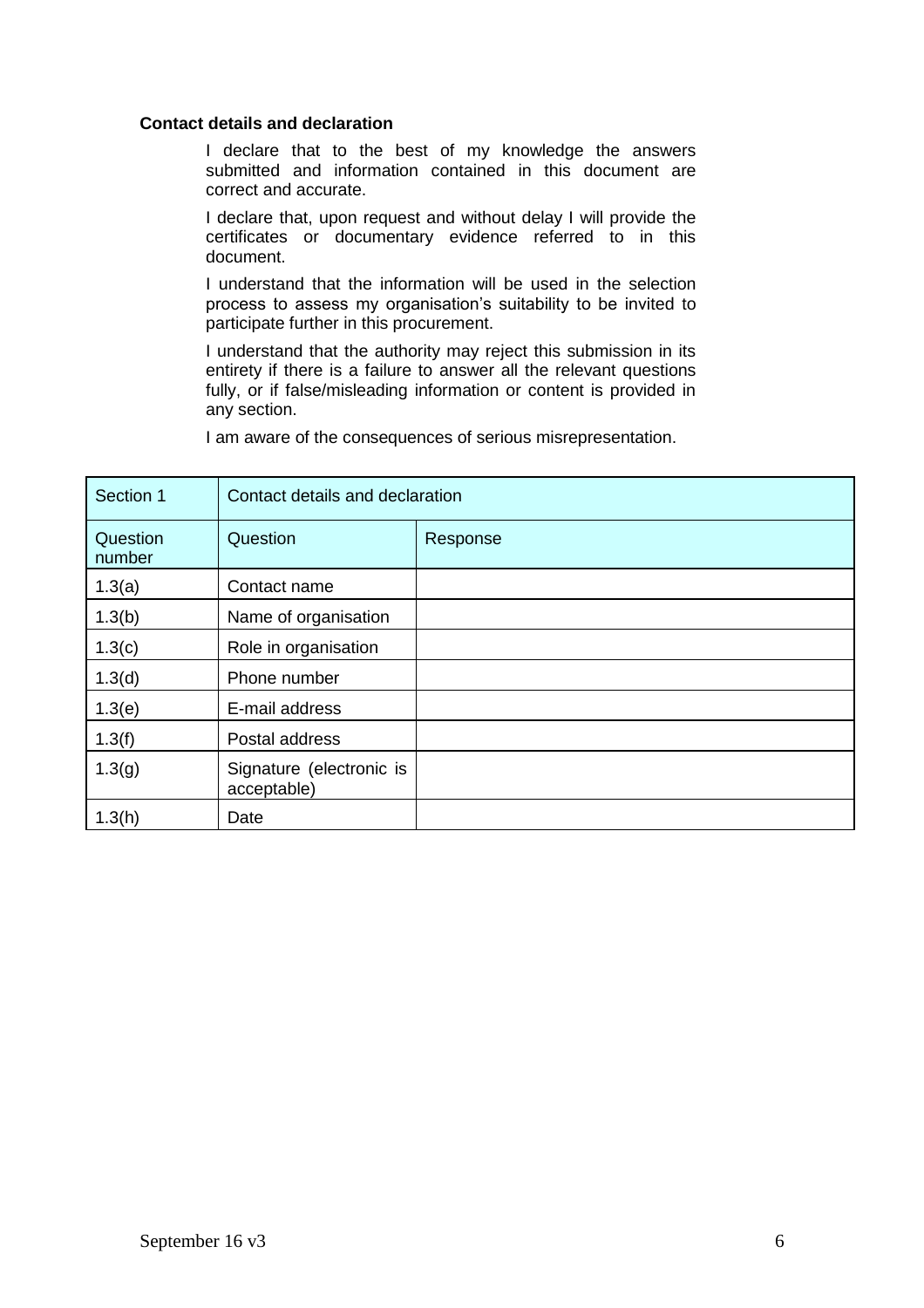**Contact details and declaration**

I declare that to the best of my knowledge the answers submitted and information contained in this document are correct and accurate.

I declare that, upon request and without delay I will provide the certificates or documentary evidence referred to in this document.

I understand that the information will be used in the selection process to assess my organisation's suitability to be invited to participate further in this procurement.

I understand that the authority may reject this submission in its entirety if there is a failure to answer all the relevant questions fully, or if false/misleading information or content is provided in any section.

I am aware of the consequences of serious misrepresentation.

| Section 1 | Contact details and declaration | |
|---|---|---|
| Question number | Question | Response |
| 1.3(a) | Contact name | |
| 1.3(b) | Name of organisation | |
| 1.3(c) | Role in organisation | |
| 1.3(d) | Phone number | |
| 1.3(e) | E-mail address | |
| 1.3(f) | Postal address | |
| 1.3(g) | Signature (electronic is acceptable) | |
| 1.3(h) | Date | |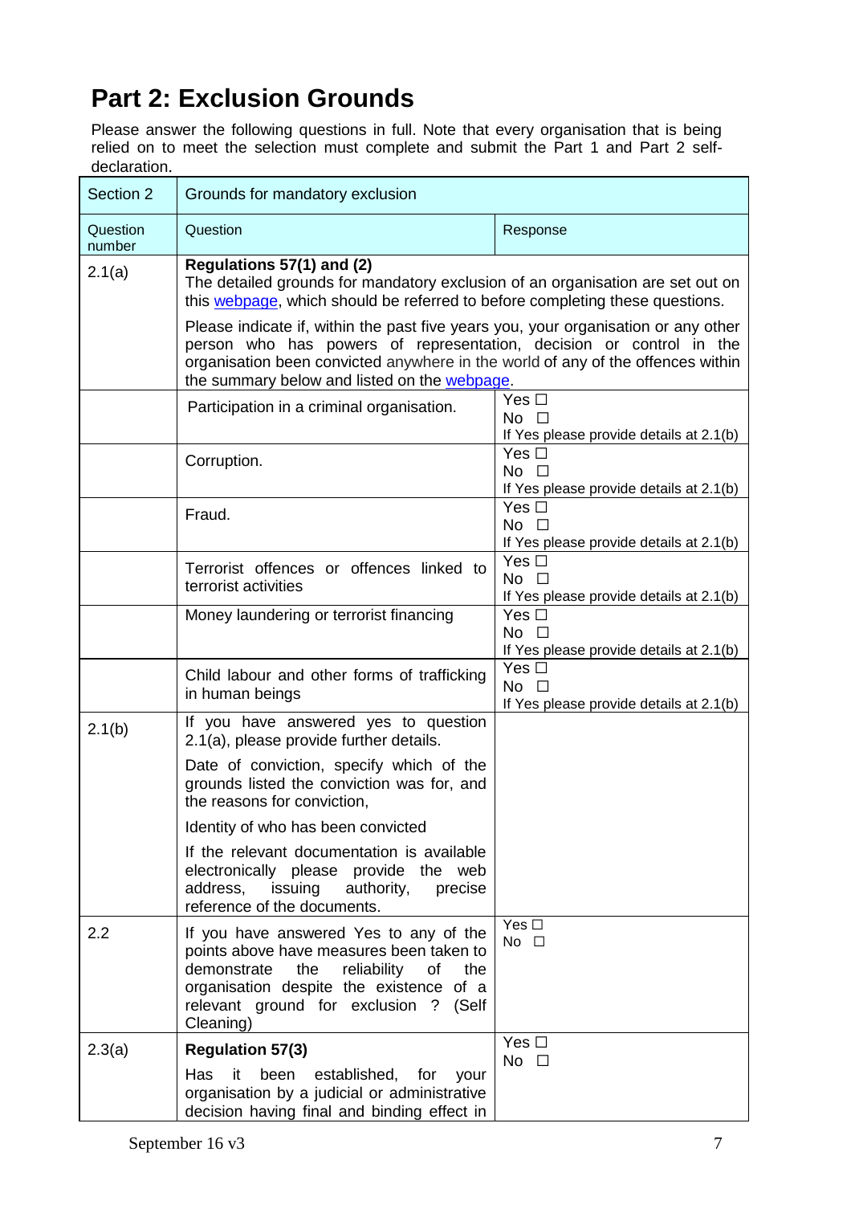# Part 2: Exclusion Grounds

Please answer the following questions in full. Note that every organisation that is being relied on to meet the selection must complete and submit the Part 1 and Part 2 self-declaration.

| Section 2 | Grounds for mandatory exclusion | |
|---|---|---|
| Question number | Question | Response |
| 2.1(a) | **Regulations 57(1) and (2)**<br>The detailed grounds for mandatory exclusion of an organisation are set out on this webpage, which should be referred to before completing these questions.<br>Please indicate if, within the past five years you, your organisation or any other person who has powers of representation, decision or control in the organisation been convicted anywhere in the world of any of the offences within the summary below and listed on the webpage. | |
| | Participation in a criminal organisation. | Yes ☐<br>No ☐<br>If Yes please provide details at 2.1(b) |
| | Corruption. | Yes ☐<br>No ☐<br>If Yes please provide details at 2.1(b) |
| | Fraud. | Yes ☐<br>No ☐<br>If Yes please provide details at 2.1(b) |
| | Terrorist offences or offences linked to terrorist activities | Yes ☐<br>No ☐<br>If Yes please provide details at 2.1(b) |
| | Money laundering or terrorist financing | Yes ☐<br>No ☐<br>If Yes please provide details at 2.1(b) |
| | Child labour and other forms of trafficking in human beings | Yes ☐<br>No ☐<br>If Yes please provide details at 2.1(b) |
| 2.1(b) | If you have answered yes to question 2.1(a), please provide further details.<br>Date of conviction, specify which of the grounds listed the conviction was for, and the reasons for conviction,<br>Identity of who has been convicted<br>If the relevant documentation is available electronically please provide the web address, issuing authority, precise reference of the documents. | |
| 2.2 | If you have answered Yes to any of the points above have measures been taken to demonstrate the reliability of the organisation despite the existence of a relevant ground for exclusion ? (Self Cleaning) | Yes ☐<br>No ☐ |
| 2.3(a) | **Regulation 57(3)**<br>Has it been established, for your organisation by a judicial or administrative decision having final and binding effect in | Yes ☐<br>No ☐ |

September 16 v3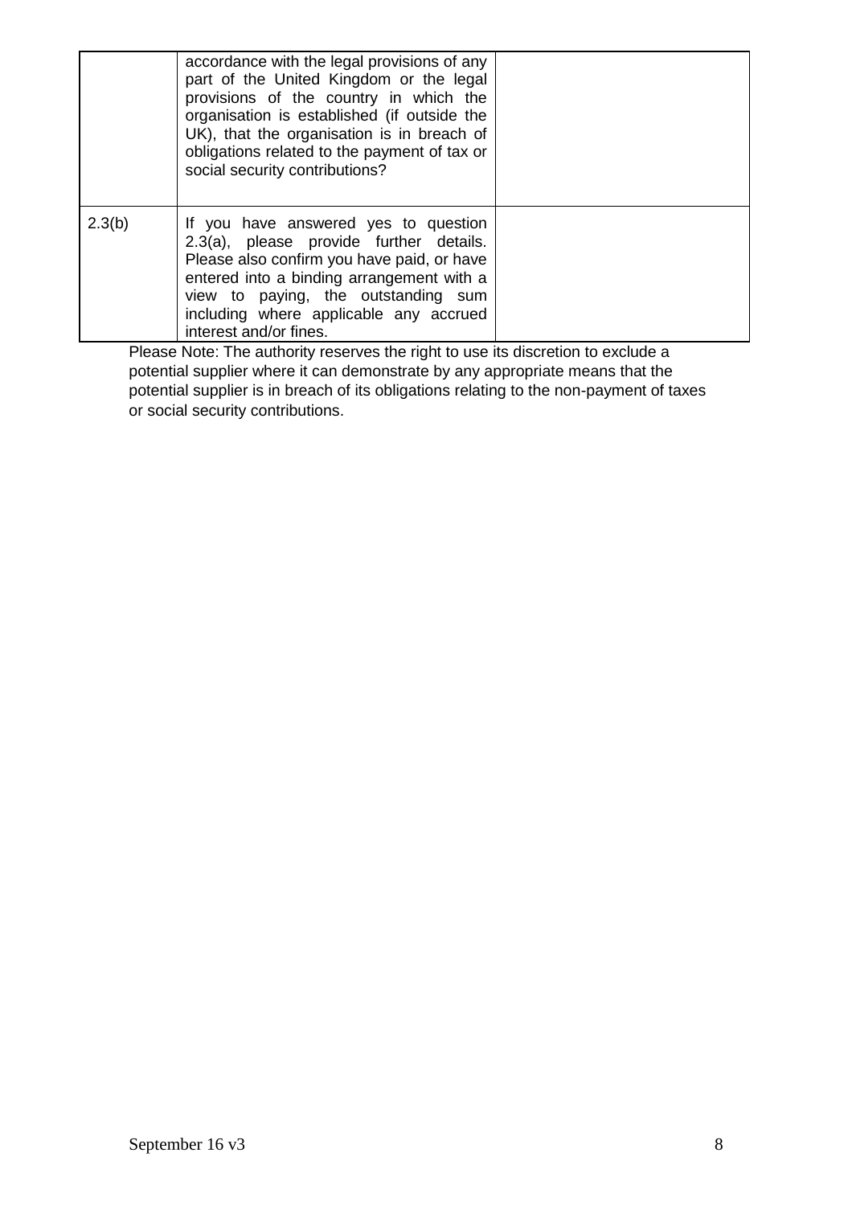| | | |
|---|---|---|
| | accordance with the legal provisions of any part of the United Kingdom or the legal provisions of the country in which the organisation is established (if outside the UK), that the organisation is in breach of obligations related to the payment of tax or social security contributions? | |
| 2.3(b) | If you have answered yes to question 2.3(a), please provide further details. Please also confirm you have paid, or have entered into a binding arrangement with a view to paying, the outstanding sum including where applicable any accrued interest and/or fines. | |

Please Note: The authority reserves the right to use its discretion to exclude a potential supplier where it can demonstrate by any appropriate means that the potential supplier is in breach of its obligations relating to the non-payment of taxes or social security contributions.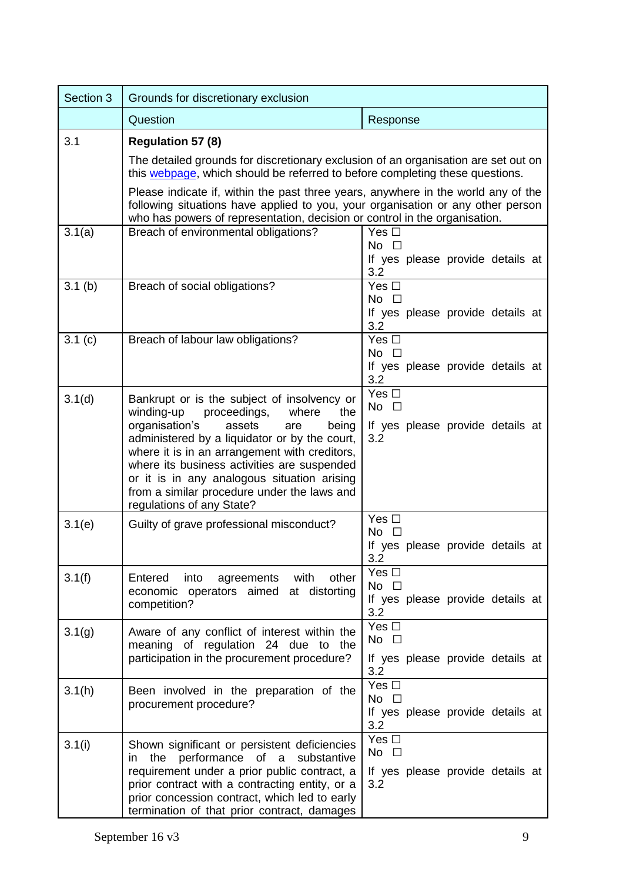| Section 3 | Grounds for discretionary exclusion | |
|---|---|---|
| | Question | Response |
| 3.1 | **Regulation 57 (8)**<br><br>The detailed grounds for discretionary exclusion of an organisation are set out on this [webpage](), which should be referred to before completing these questions.<br><br>Please indicate if, within the past three years, anywhere in the world any of the following situations have applied to you, your organisation or any other person who has powers of representation, decision or control in the organisation. | |
| 3.1(a) | Breach of environmental obligations? | Yes ☐<br>No ☐<br>If yes please provide details at 3.2 |
| 3.1 (b) | Breach of social obligations? | Yes ☐<br>No ☐<br>If yes please provide details at 3.2 |
| 3.1 (c) | Breach of labour law obligations? | Yes ☐<br>No ☐<br>If yes please provide details at 3.2 |
| 3.1(d) | Bankrupt or is the subject of insolvency or winding-up proceedings, where the organisation's assets are being administered by a liquidator or by the court, where it is in an arrangement with creditors, where its business activities are suspended or it is in any analogous situation arising from a similar procedure under the laws and regulations of any State? | Yes ☐<br>No ☐<br>If yes please provide details at 3.2 |
| 3.1(e) | Guilty of grave professional misconduct? | Yes ☐<br>No ☐<br>If yes please provide details at 3.2 |
| 3.1(f) | Entered into agreements with other economic operators aimed at distorting competition? | Yes ☐<br>No ☐<br>If yes please provide details at 3.2 |
| 3.1(g) | Aware of any conflict of interest within the meaning of regulation 24 due to the participation in the procurement procedure? | Yes ☐<br>No ☐<br>If yes please provide details at 3.2 |
| 3.1(h) | Been involved in the preparation of the procurement procedure? | Yes ☐<br>No ☐<br>If yes please provide details at 3.2 |
| 3.1(i) | Shown significant or persistent deficiencies in the performance of a substantive requirement under a prior public contract, a prior contract with a contracting entity, or a prior concession contract, which led to early termination of that prior contract, damages | Yes ☐<br>No ☐<br>If yes please provide details at 3.2 |

September 16 v3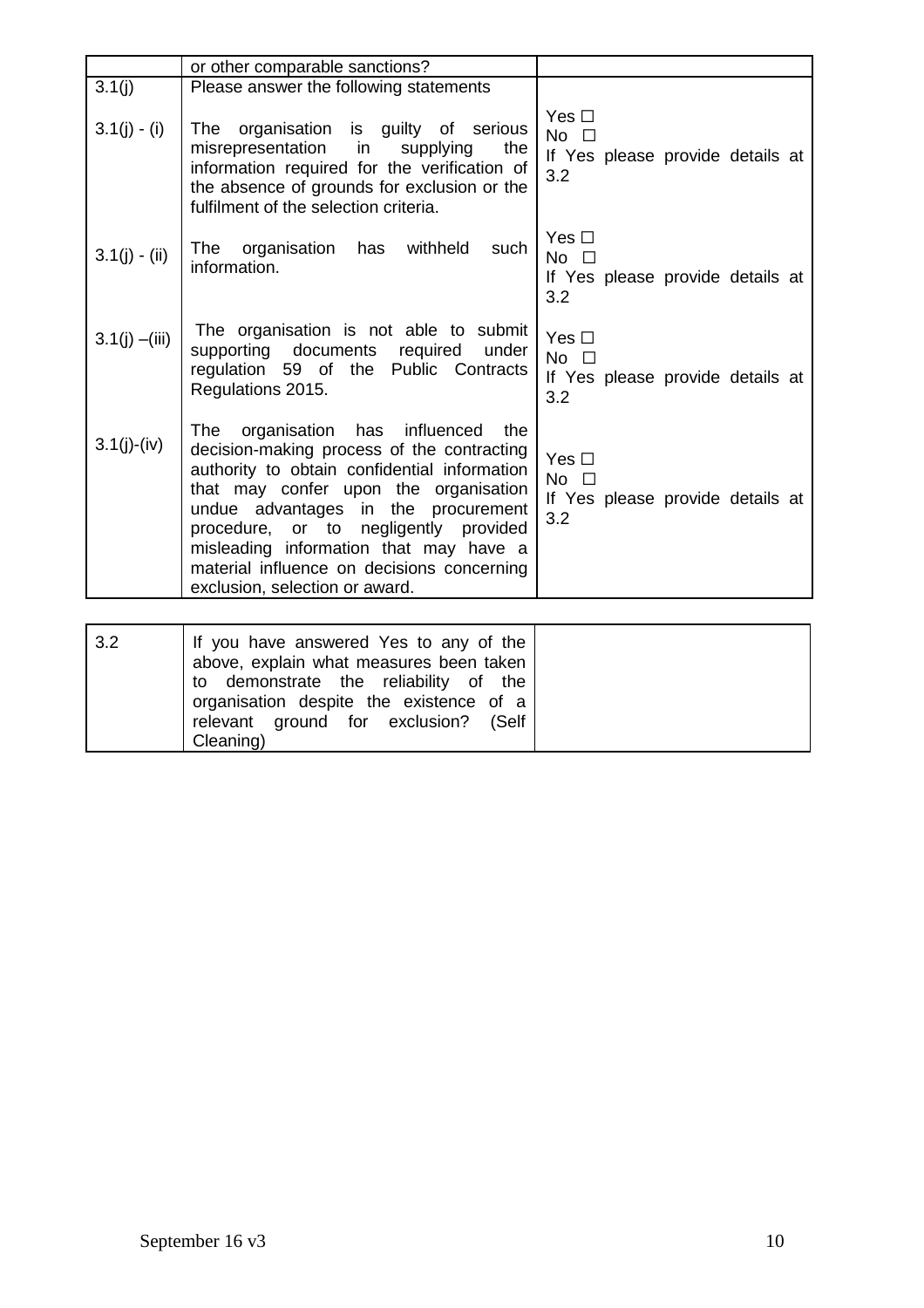| | | |
|---|---|---|
| | or other comparable sanctions? | |
| 3.1(j) | Please answer the following statements | |
| 3.1(j) - (i) | The organisation is guilty of serious misrepresentation in supplying the information required for the verification of the absence of grounds for exclusion or the fulfilment of the selection criteria. | Yes ☐<br>No ☐<br>If Yes please provide details at 3.2 |
| 3.1(j) - (ii) | The organisation has withheld such information. | Yes ☐<br>No ☐<br>If Yes please provide details at 3.2 |
| 3.1(j) –(iii) | The organisation is not able to submit supporting documents required under regulation 59 of the Public Contracts Regulations 2015. | Yes ☐<br>No ☐<br>If Yes please provide details at 3.2 |
| 3.1(j)-(iv) | The organisation has influenced the decision-making process of the contracting authority to obtain confidential information that may confer upon the organisation undue advantages in the procurement procedure, or to negligently provided misleading information that may have a material influence on decisions concerning exclusion, selection or award. | Yes ☐<br>No ☐<br>If Yes please provide details at 3.2 |

| | | |
|---|---|---|
| 3.2 | If you have answered Yes to any of the above, explain what measures been taken to demonstrate the reliability of the organisation despite the existence of a relevant ground for exclusion? (Self Cleaning) | |

September 16 v3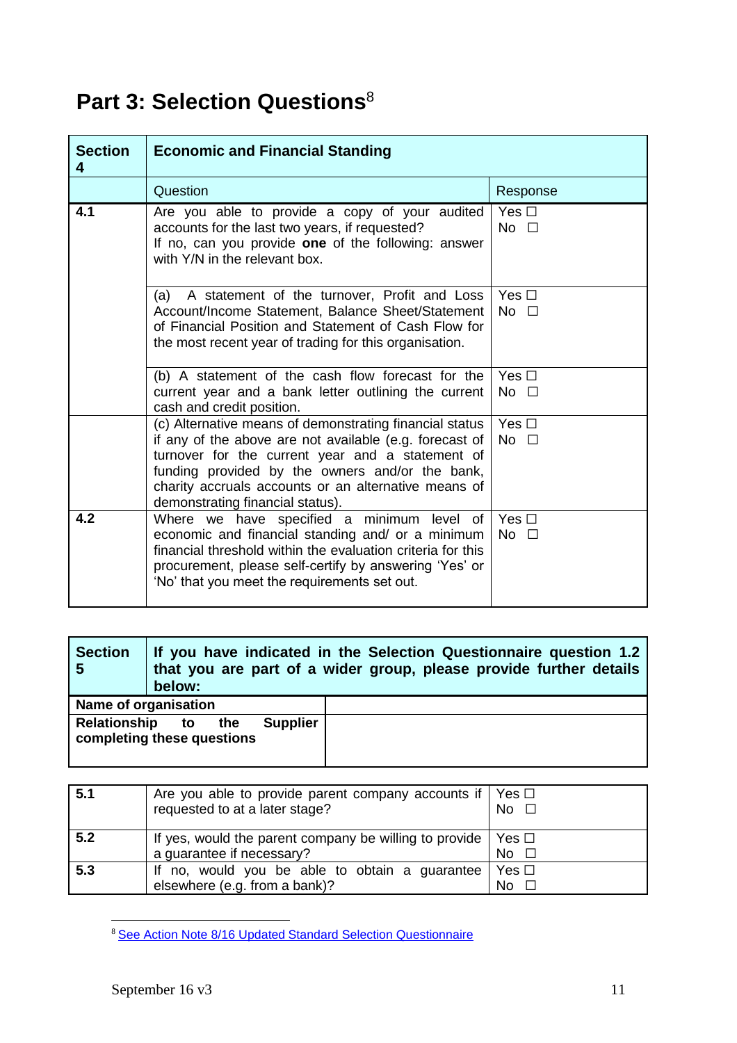# Part 3: Selection Questions[8]

| Section 4 | Economic and Financial Standing | |
|---|---|---|
| | Question | Response |
| 4.1 | Are you able to provide a copy of your audited accounts for the last two years, if requested?<br>If no, can you provide **one** of the following: answer with Y/N in the relevant box. | Yes ☐<br>No ☐ |
| | (a) A statement of the turnover, Profit and Loss Account/Income Statement, Balance Sheet/Statement of Financial Position and Statement of Cash Flow for the most recent year of trading for this organisation. | Yes ☐<br>No ☐ |
| | (b) A statement of the cash flow forecast for the current year and a bank letter outlining the current cash and credit position. | Yes ☐<br>No ☐ |
| | (c) Alternative means of demonstrating financial status if any of the above are not available (e.g. forecast of turnover for the current year and a statement of funding provided by the owners and/or the bank, charity accruals accounts or an alternative means of demonstrating financial status). | Yes ☐<br>No ☐ |
| 4.2 | Where we have specified a minimum level of economic and financial standing and/ or a minimum financial threshold within the evaluation criteria for this procurement, please self-certify by answering 'Yes' or 'No' that you meet the requirements set out. | Yes ☐<br>No ☐ |

| Section 5 | If you have indicated in the Selection Questionnaire question 1.2 that you are part of a wider group, please provide further details below: |
|---|---|
| **Name of organisation** | |
| **Relationship to the Supplier completing these questions** | |

| | | |
|---|---|---|
| 5.1 | Are you able to provide parent company accounts if requested to at a later stage? | Yes ☐<br>No ☐ |
| 5.2 | If yes, would the parent company be willing to provide a guarantee if necessary? | Yes ☐<br>No ☐ |
| 5.3 | If no, would you be able to obtain a guarantee elsewhere (e.g. from a bank)? | Yes ☐<br>No ☐ |

[8] See Action Note 8/16 Updated Standard Selection Questionnaire

September 16 v3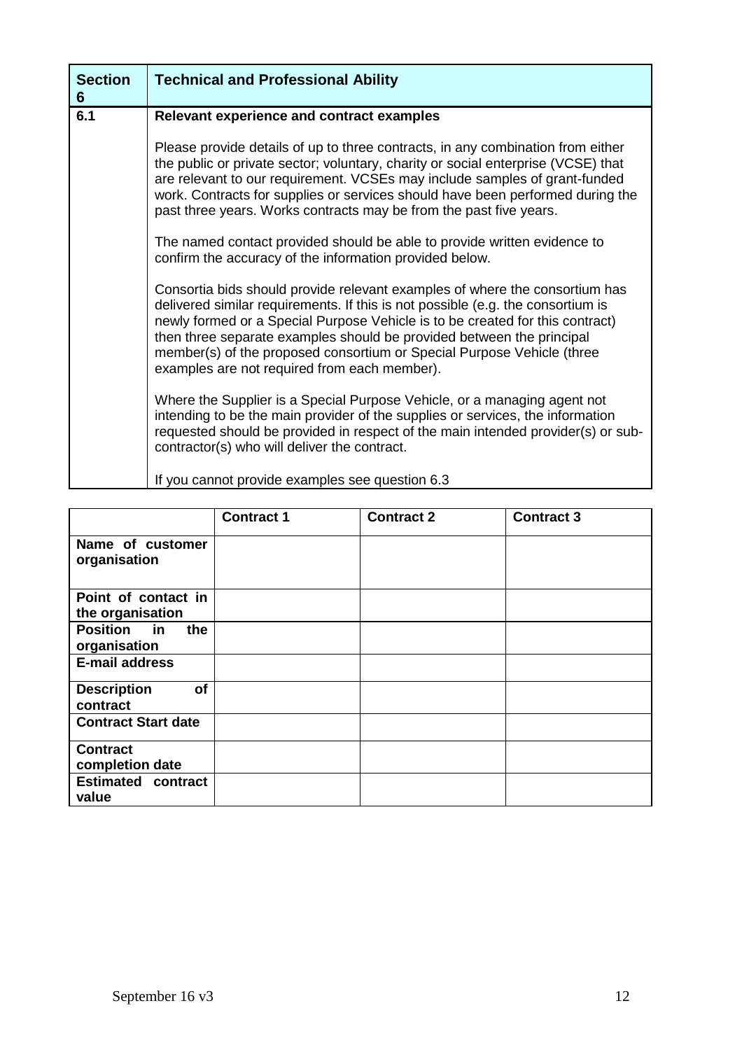| Section 6 | Technical and Professional Ability |
|---|---|
| 6.1 | **Relevant experience and contract examples**<br><br>Please provide details of up to three contracts, in any combination from either the public or private sector; voluntary, charity or social enterprise (VCSE) that are relevant to our requirement. VCSEs may include samples of grant-funded work. Contracts for supplies or services should have been performed during the past three years. Works contracts may be from the past five years.<br><br>The named contact provided should be able to provide written evidence to confirm the accuracy of the information provided below.<br><br>Consortia bids should provide relevant examples of where the consortium has delivered similar requirements. If this is not possible (e.g. the consortium is newly formed or a Special Purpose Vehicle is to be created for this contract) then three separate examples should be provided between the principal member(s) of the proposed consortium or Special Purpose Vehicle (three examples are not required from each member).<br><br>Where the Supplier is a Special Purpose Vehicle, or a managing agent not intending to be the main provider of the supplies or services, the information requested should be provided in respect of the main intended provider(s) or sub-contractor(s) who will deliver the contract.<br><br>If you cannot provide examples see question 6.3 |

| | Contract 1 | Contract 2 | Contract 3 |
|---|---|---|---|
| **Name of customer organisation** | | | |
| **Point of contact in the organisation** | | | |
| **Position in the organisation** | | | |
| **E-mail address** | | | |
| **Description of contract** | | | |
| **Contract Start date** | | | |
| **Contract completion date** | | | |
| **Estimated contract value** | | | |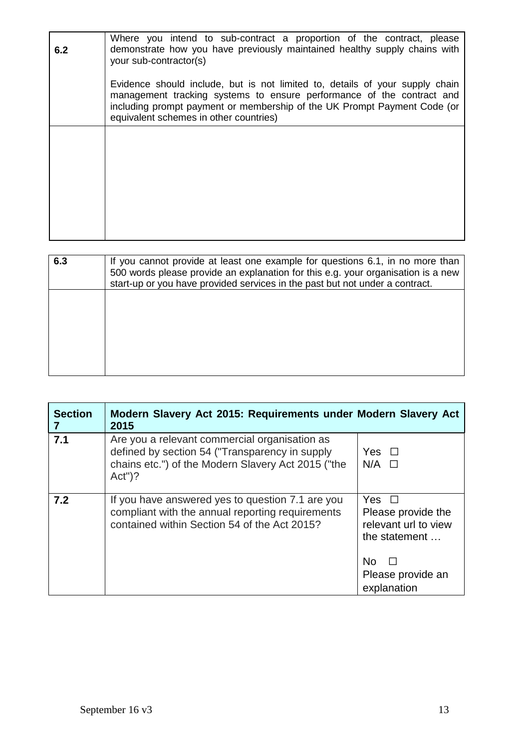| 6.2 | Where you intend to sub-contract a proportion of the contract, please demonstrate how you have previously maintained healthy supply chains with your sub-contractor(s)<br><br>Evidence should include, but is not limited to, details of your supply chain management tracking systems to ensure performance of the contract and including prompt payment or membership of the UK Prompt Payment Code (or equivalent schemes in other countries) |
|---|---|
| | |

| 6.3 | If you cannot provide at least one example for questions 6.1, in no more than 500 words please provide an explanation for this e.g. your organisation is a new start-up or you have provided services in the past but not under a contract. |
|---|---|
| | |

| **Section 7** | **Modern Slavery Act 2015: Requirements under Modern Slavery Act 2015** | |
|---|---|---|
| **7.1** | Are you a relevant commercial organisation as defined by section 54 ("Transparency in supply chains etc.") of the Modern Slavery Act 2015 ("the Act")? | Yes ☐<br>N/A ☐ |
| **7.2** | If you have answered yes to question 7.1 are you compliant with the annual reporting requirements contained within Section 54 of the Act 2015? | Yes ☐<br>Please provide the relevant url to view the statement …<br><br>No ☐<br>Please provide an explanation |

September 16 v3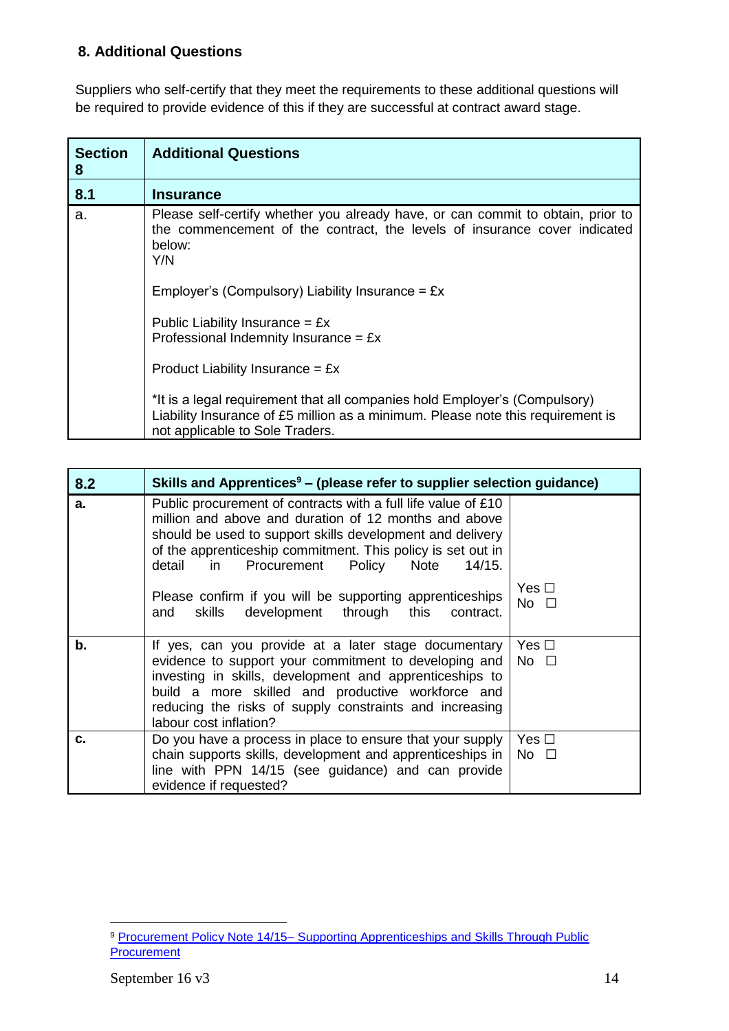## 8. Additional Questions

Suppliers who self-certify that they meet the requirements to these additional questions will be required to provide evidence of this if they are successful at contract award stage.

| **Section 8** | **Additional Questions** |
|---|---|
| **8.1** | **Insurance** |
| a. | Please self-certify whether you already have, or can commit to obtain, prior to the commencement of the contract, the levels of insurance cover indicated below:<br>Y/N<br><br>Employer's (Compulsory) Liability Insurance = £x<br><br>Public Liability Insurance = £x<br>Professional Indemnity Insurance = £x<br><br>Product Liability Insurance = £x<br><br>*It is a legal requirement that all companies hold Employer's (Compulsory) Liability Insurance of £5 million as a minimum. Please note this requirement is not applicable to Sole Traders. |

| **8.2** | **Skills and Apprentices[9] – (please refer to supplier selection guidance)** | |
|---|---|---|
| **a.** | Public procurement of contracts with a full life value of £10 million and above and duration of 12 months and above should be used to support skills development and delivery of the apprenticeship commitment. This policy is set out in detail in Procurement Policy Note 14/15.<br><br>Please confirm if you will be supporting apprenticeships and skills development through this contract. | Yes ☐<br>No ☐ |
| **b.** | If yes, can you provide at a later stage documentary evidence to support your commitment to developing and investing in skills, development and apprenticeships to build a more skilled and productive workforce and reducing the risks of supply constraints and increasing labour cost inflation? | Yes ☐<br>No ☐ |
| **c.** | Do you have a process in place to ensure that your supply chain supports skills, development and apprenticeships in line with PPN 14/15 (see guidance) and can provide evidence if requested? | Yes ☐<br>No ☐ |

[9] Procurement Policy Note 14/15– Supporting Apprenticeships and Skills Through Public Procurement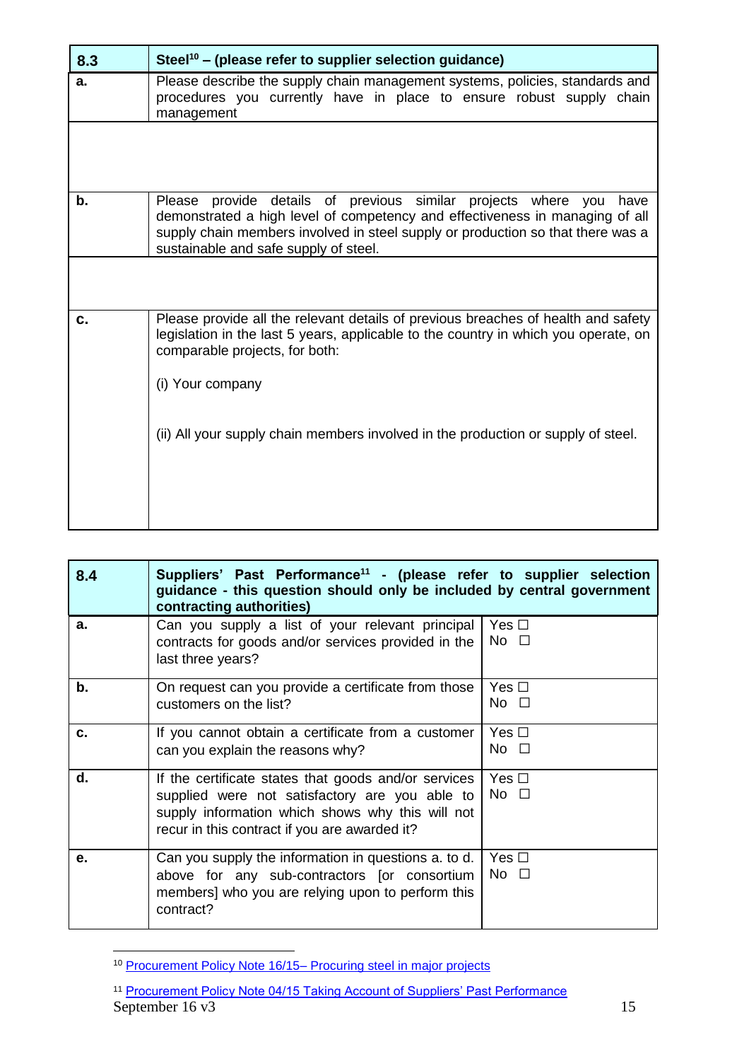| 8.3 | Steel[10] – (please refer to supplier selection guidance) |
|---|---|
| a. | Please describe the supply chain management systems, policies, standards and procedures you currently have in place to ensure robust supply chain management |
| | |
| b. | Please provide details of previous similar projects where you have demonstrated a high level of competency and effectiveness in managing of all supply chain members involved in steel supply or production so that there was a sustainable and safe supply of steel. |
| | |
| c. | Please provide all the relevant details of previous breaches of health and safety legislation in the last 5 years, applicable to the country in which you operate, on comparable projects, for both:<br><br>(i) Your company<br><br>(ii) All your supply chain members involved in the production or supply of steel. |

| 8.4 | Suppliers' Past Performance[11] - (please refer to supplier selection guidance - this question should only be included by central government contracting authorities) | |
|---|---|---|
| a. | Can you supply a list of your relevant principal contracts for goods and/or services provided in the last three years? | Yes ☐<br>No ☐ |
| b. | On request can you provide a certificate from those customers on the list? | Yes ☐<br>No ☐ |
| c. | If you cannot obtain a certificate from a customer can you explain the reasons why? | Yes ☐<br>No ☐ |
| d. | If the certificate states that goods and/or services supplied were not satisfactory are you able to supply information which shows why this will not recur in this contract if you are awarded it? | Yes ☐<br>No ☐ |
| e. | Can you supply the information in questions a. to d. above for any sub-contractors [or consortium members] who you are relying upon to perform this contract? | Yes ☐<br>No ☐ |

[10] Procurement Policy Note 16/15– Procuring steel in major projects

[11] Procurement Policy Note 04/15 Taking Account of Suppliers' Past Performance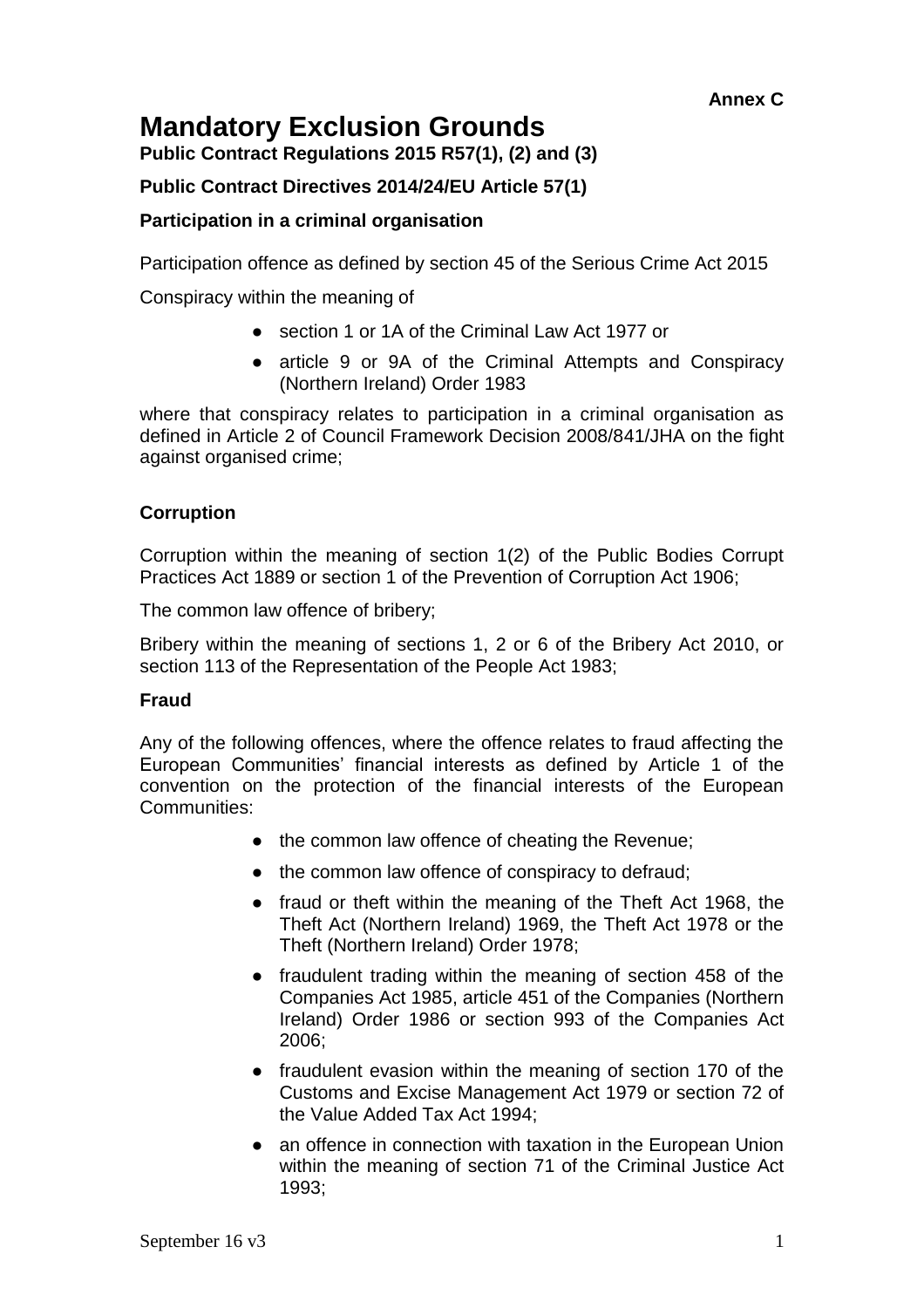**Annex C**

# Mandatory Exclusion Grounds

**Public Contract Regulations 2015 R57(1), (2) and (3)**

**Public Contract Directives 2014/24/EU Article 57(1)**

**Participation in a criminal organisation**

Participation offence as defined by section 45 of the Serious Crime Act 2015

Conspiracy within the meaning of

- section 1 or 1A of the Criminal Law Act 1977 or
- article 9 or 9A of the Criminal Attempts and Conspiracy (Northern Ireland) Order 1983

where that conspiracy relates to participation in a criminal organisation as defined in Article 2 of Council Framework Decision 2008/841/JHA on the fight against organised crime;

**Corruption**

Corruption within the meaning of section 1(2) of the Public Bodies Corrupt Practices Act 1889 or section 1 of the Prevention of Corruption Act 1906;

The common law offence of bribery;

Bribery within the meaning of sections 1, 2 or 6 of the Bribery Act 2010, or section 113 of the Representation of the People Act 1983;

**Fraud**

Any of the following offences, where the offence relates to fraud affecting the European Communities' financial interests as defined by Article 1 of the convention on the protection of the financial interests of the European Communities:

- the common law offence of cheating the Revenue;
- the common law offence of conspiracy to defraud;
- fraud or theft within the meaning of the Theft Act 1968, the Theft Act (Northern Ireland) 1969, the Theft Act 1978 or the Theft (Northern Ireland) Order 1978;
- fraudulent trading within the meaning of section 458 of the Companies Act 1985, article 451 of the Companies (Northern Ireland) Order 1986 or section 993 of the Companies Act 2006;
- fraudulent evasion within the meaning of section 170 of the Customs and Excise Management Act 1979 or section 72 of the Value Added Tax Act 1994;
- an offence in connection with taxation in the European Union within the meaning of section 71 of the Criminal Justice Act 1993;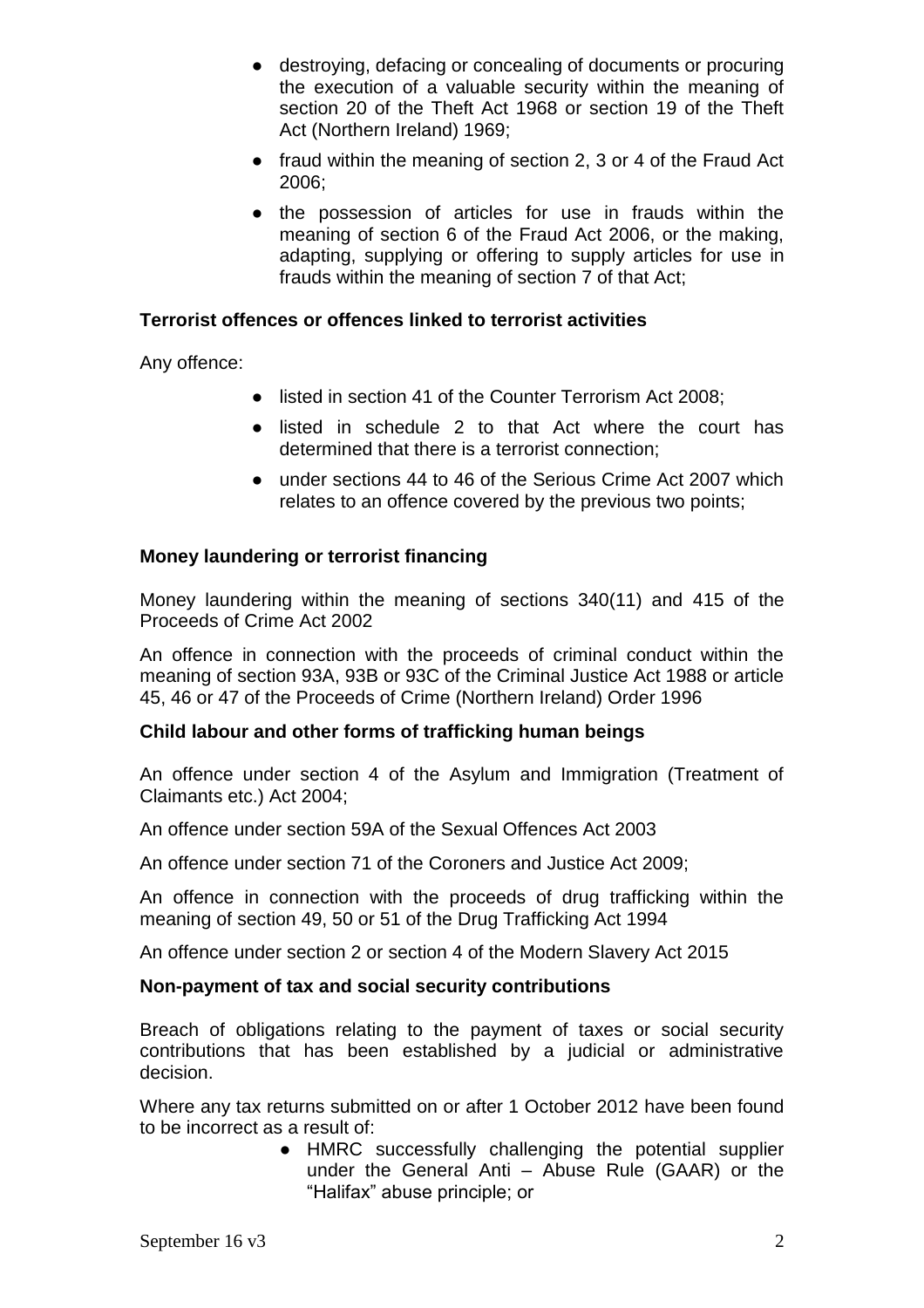- destroying, defacing or concealing of documents or procuring the execution of a valuable security within the meaning of section 20 of the Theft Act 1968 or section 19 of the Theft Act (Northern Ireland) 1969;
- fraud within the meaning of section 2, 3 or 4 of the Fraud Act 2006;
- the possession of articles for use in frauds within the meaning of section 6 of the Fraud Act 2006, or the making, adapting, supplying or offering to supply articles for use in frauds within the meaning of section 7 of that Act;

**Terrorist offences or offences linked to terrorist activities**

Any offence:

- listed in section 41 of the Counter Terrorism Act 2008;
- listed in schedule 2 to that Act where the court has determined that there is a terrorist connection;
- under sections 44 to 46 of the Serious Crime Act 2007 which relates to an offence covered by the previous two points;

**Money laundering or terrorist financing**

Money laundering within the meaning of sections 340(11) and 415 of the Proceeds of Crime Act 2002

An offence in connection with the proceeds of criminal conduct within the meaning of section 93A, 93B or 93C of the Criminal Justice Act 1988 or article 45, 46 or 47 of the Proceeds of Crime (Northern Ireland) Order 1996

**Child labour and other forms of trafficking human beings**

An offence under section 4 of the Asylum and Immigration (Treatment of Claimants etc.) Act 2004;

An offence under section 59A of the Sexual Offences Act 2003

An offence under section 71 of the Coroners and Justice Act 2009;

An offence in connection with the proceeds of drug trafficking within the meaning of section 49, 50 or 51 of the Drug Trafficking Act 1994

An offence under section 2 or section 4 of the Modern Slavery Act 2015

**Non-payment of tax and social security contributions**

Breach of obligations relating to the payment of taxes or social security contributions that has been established by a judicial or administrative decision.

Where any tax returns submitted on or after 1 October 2012 have been found to be incorrect as a result of:

- HMRC successfully challenging the potential supplier under the General Anti – Abuse Rule (GAAR) or the "Halifax" abuse principle; or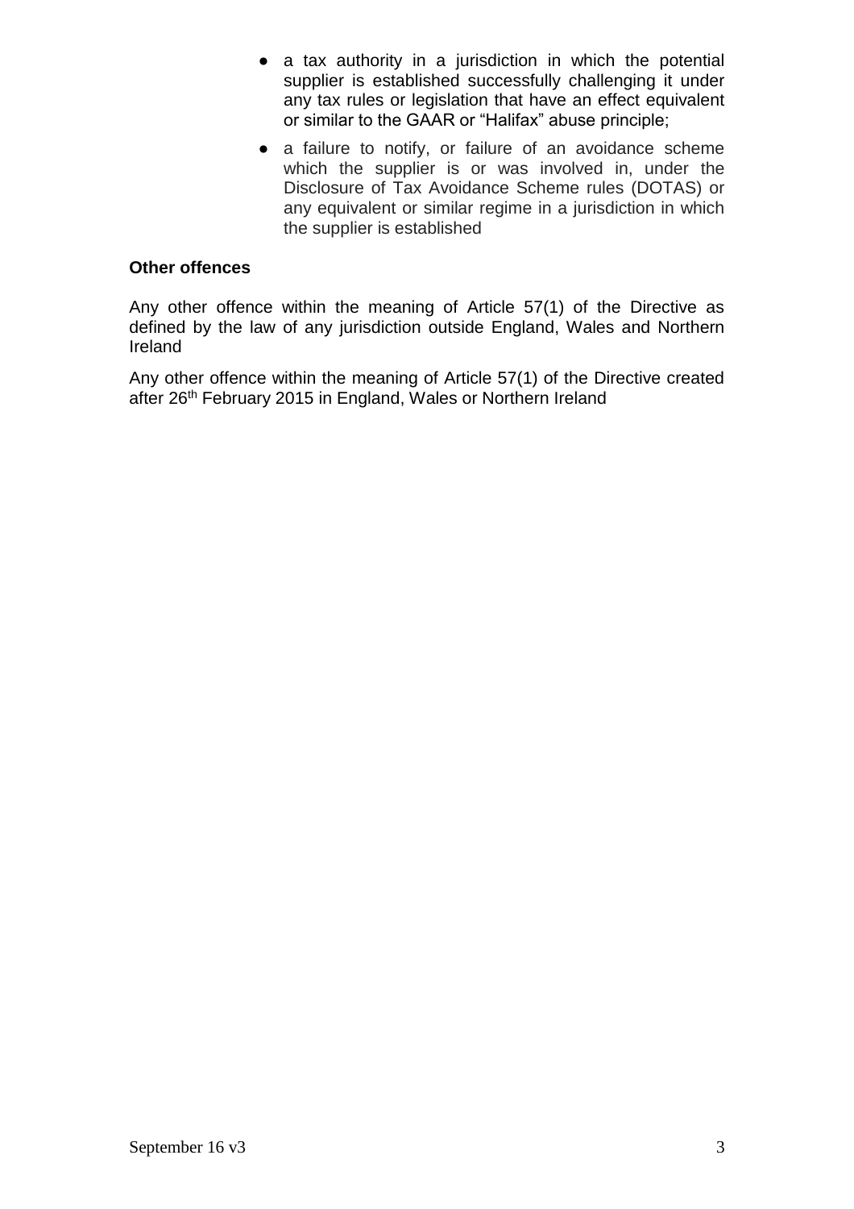- a tax authority in a jurisdiction in which the potential supplier is established successfully challenging it under any tax rules or legislation that have an effect equivalent or similar to the GAAR or "Halifax" abuse principle;
- a failure to notify, or failure of an avoidance scheme which the supplier is or was involved in, under the Disclosure of Tax Avoidance Scheme rules (DOTAS) or any equivalent or similar regime in a jurisdiction in which the supplier is established

**Other offences**

Any other offence within the meaning of Article 57(1) of the Directive as defined by the law of any jurisdiction outside England, Wales and Northern Ireland

Any other offence within the meaning of Article 57(1) of the Directive created after 26th February 2015 in England, Wales or Northern Ireland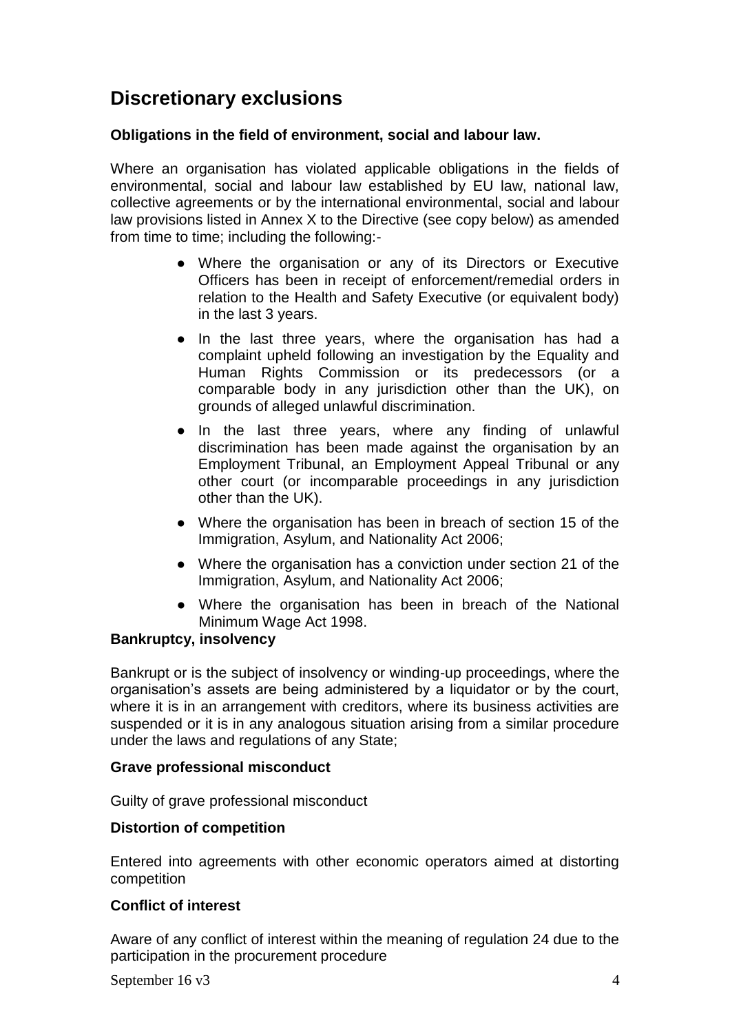## Discretionary exclusions

**Obligations in the field of environment, social and labour law.**

Where an organisation has violated applicable obligations in the fields of environmental, social and labour law established by EU law, national law, collective agreements or by the international environmental, social and labour law provisions listed in Annex X to the Directive (see copy below) as amended from time to time; including the following:-

- Where the organisation or any of its Directors or Executive Officers has been in receipt of enforcement/remedial orders in relation to the Health and Safety Executive (or equivalent body) in the last 3 years.
- In the last three years, where the organisation has had a complaint upheld following an investigation by the Equality and Human Rights Commission or its predecessors (or a comparable body in any jurisdiction other than the UK), on grounds of alleged unlawful discrimination.
- In the last three years, where any finding of unlawful discrimination has been made against the organisation by an Employment Tribunal, an Employment Appeal Tribunal or any other court (or incomparable proceedings in any jurisdiction other than the UK).
- Where the organisation has been in breach of section 15 of the Immigration, Asylum, and Nationality Act 2006;
- Where the organisation has a conviction under section 21 of the Immigration, Asylum, and Nationality Act 2006;
- Where the organisation has been in breach of the National Minimum Wage Act 1998.

**Bankruptcy, insolvency**

Bankrupt or is the subject of insolvency or winding-up proceedings, where the organisation's assets are being administered by a liquidator or by the court, where it is in an arrangement with creditors, where its business activities are suspended or it is in any analogous situation arising from a similar procedure under the laws and regulations of any State;

**Grave professional misconduct**

Guilty of grave professional misconduct

**Distortion of competition**

Entered into agreements with other economic operators aimed at distorting competition

**Conflict of interest**

Aware of any conflict of interest within the meaning of regulation 24 due to the participation in the procurement procedure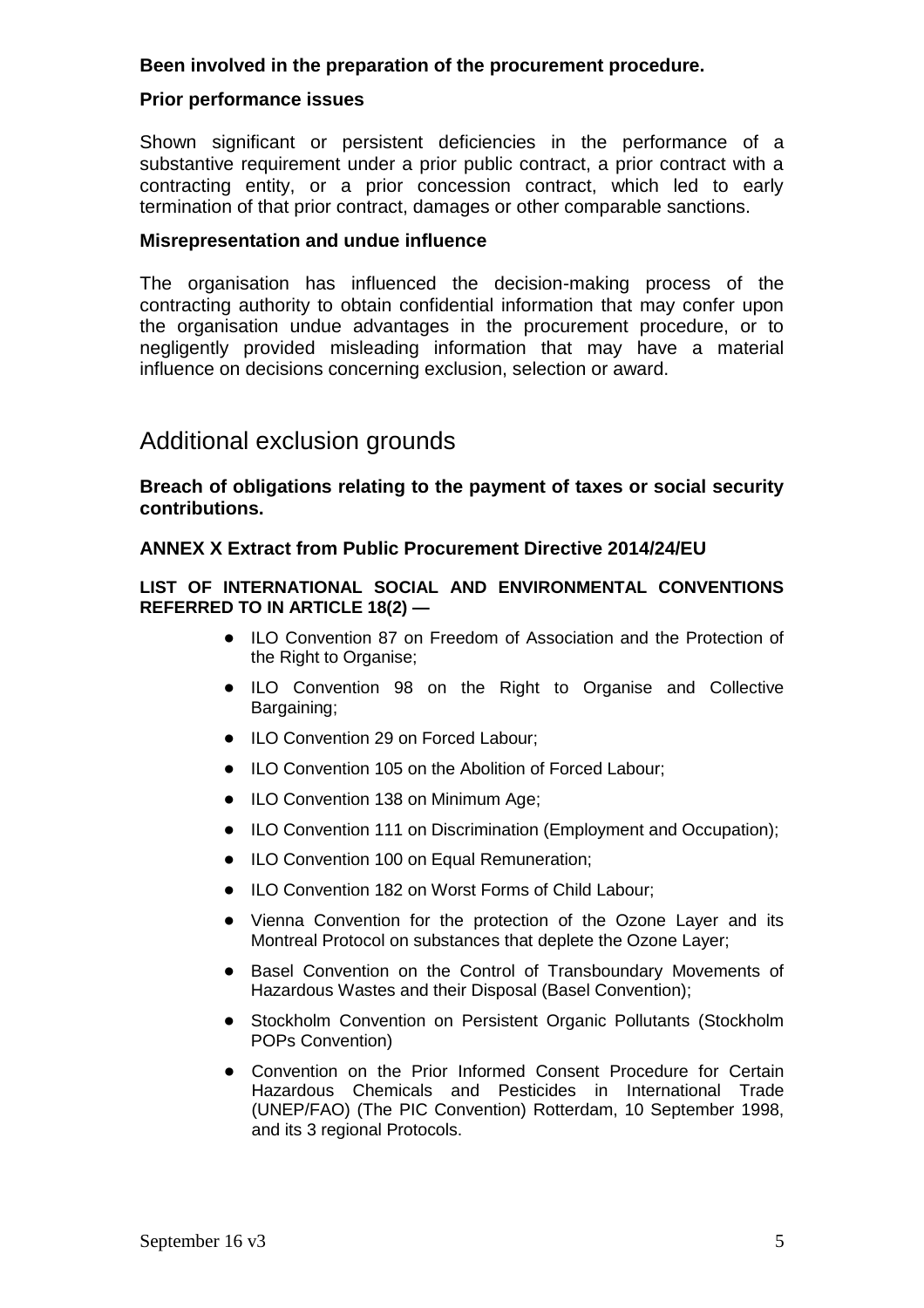**Been involved in the preparation of the procurement procedure.**

**Prior performance issues**

Shown significant or persistent deficiencies in the performance of a substantive requirement under a prior public contract, a prior contract with a contracting entity, or a prior concession contract, which led to early termination of that prior contract, damages or other comparable sanctions.

**Misrepresentation and undue influence**

The organisation has influenced the decision-making process of the contracting authority to obtain confidential information that may confer upon the organisation undue advantages in the procurement procedure, or to negligently provided misleading information that may have a material influence on decisions concerning exclusion, selection or award.

## Additional exclusion grounds

**Breach of obligations relating to the payment of taxes or social security contributions.**

**ANNEX X Extract from Public Procurement Directive 2014/24/EU**

**LIST OF INTERNATIONAL SOCIAL AND ENVIRONMENTAL CONVENTIONS REFERRED TO IN ARTICLE 18(2) —**

- ILO Convention 87 on Freedom of Association and the Protection of the Right to Organise;
- ILO Convention 98 on the Right to Organise and Collective Bargaining;
- ILO Convention 29 on Forced Labour;
- ILO Convention 105 on the Abolition of Forced Labour;
- ILO Convention 138 on Minimum Age;
- ILO Convention 111 on Discrimination (Employment and Occupation);
- ILO Convention 100 on Equal Remuneration;
- ILO Convention 182 on Worst Forms of Child Labour;
- Vienna Convention for the protection of the Ozone Layer and its Montreal Protocol on substances that deplete the Ozone Layer;
- Basel Convention on the Control of Transboundary Movements of Hazardous Wastes and their Disposal (Basel Convention);
- Stockholm Convention on Persistent Organic Pollutants (Stockholm POPs Convention)
- Convention on the Prior Informed Consent Procedure for Certain Hazardous Chemicals and Pesticides in International Trade (UNEP/FAO) (The PIC Convention) Rotterdam, 10 September 1998, and its 3 regional Protocols.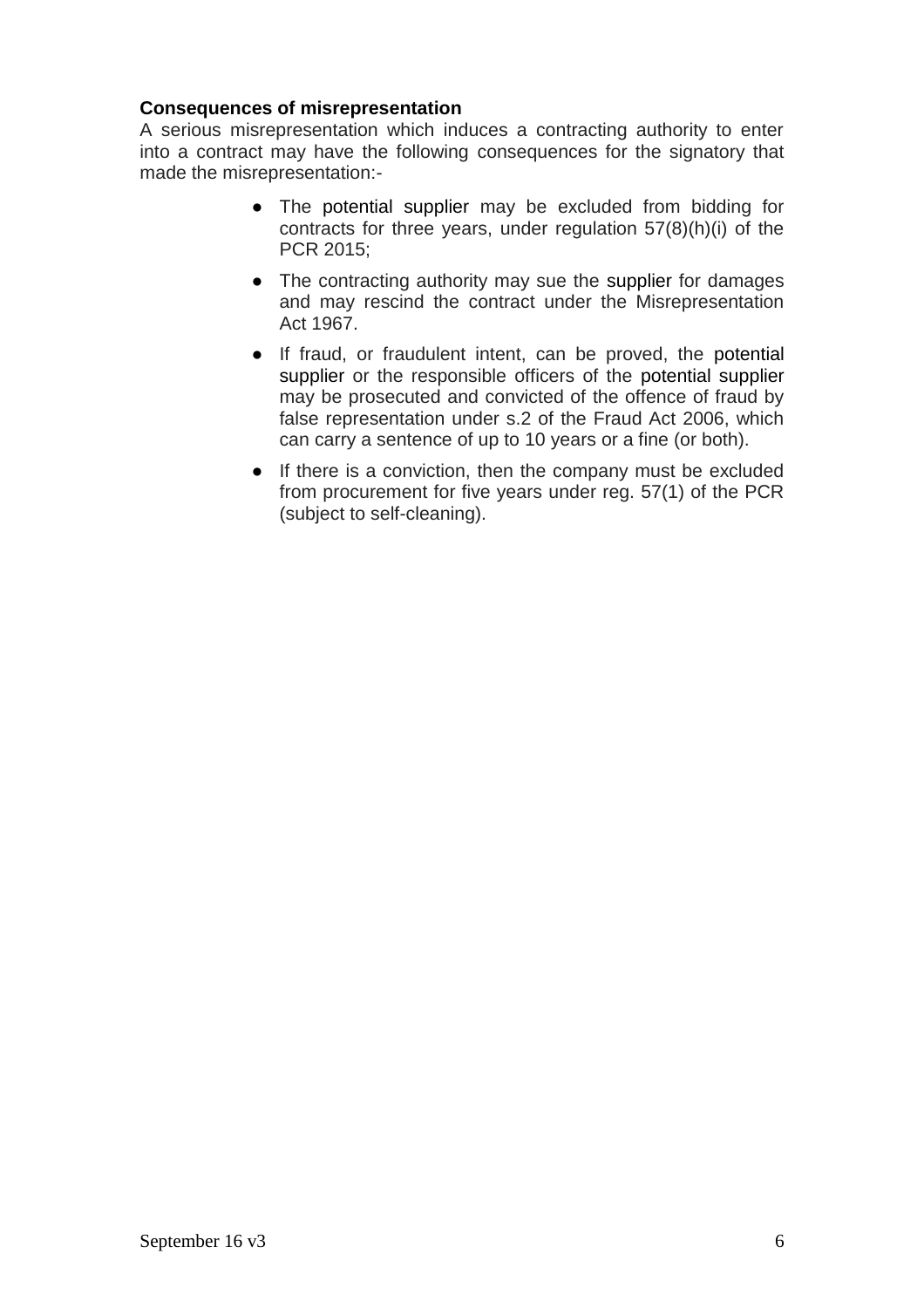**Consequences of misrepresentation**

A serious misrepresentation which induces a contracting authority to enter into a contract may have the following consequences for the signatory that made the misrepresentation:-

- The potential supplier may be excluded from bidding for contracts for three years, under regulation 57(8)(h)(i) of the PCR 2015;
- The contracting authority may sue the supplier for damages and may rescind the contract under the Misrepresentation Act 1967.
- If fraud, or fraudulent intent, can be proved, the potential supplier or the responsible officers of the potential supplier may be prosecuted and convicted of the offence of fraud by false representation under s.2 of the Fraud Act 2006, which can carry a sentence of up to 10 years or a fine (or both).
- If there is a conviction, then the company must be excluded from procurement for five years under reg. 57(1) of the PCR (subject to self-cleaning).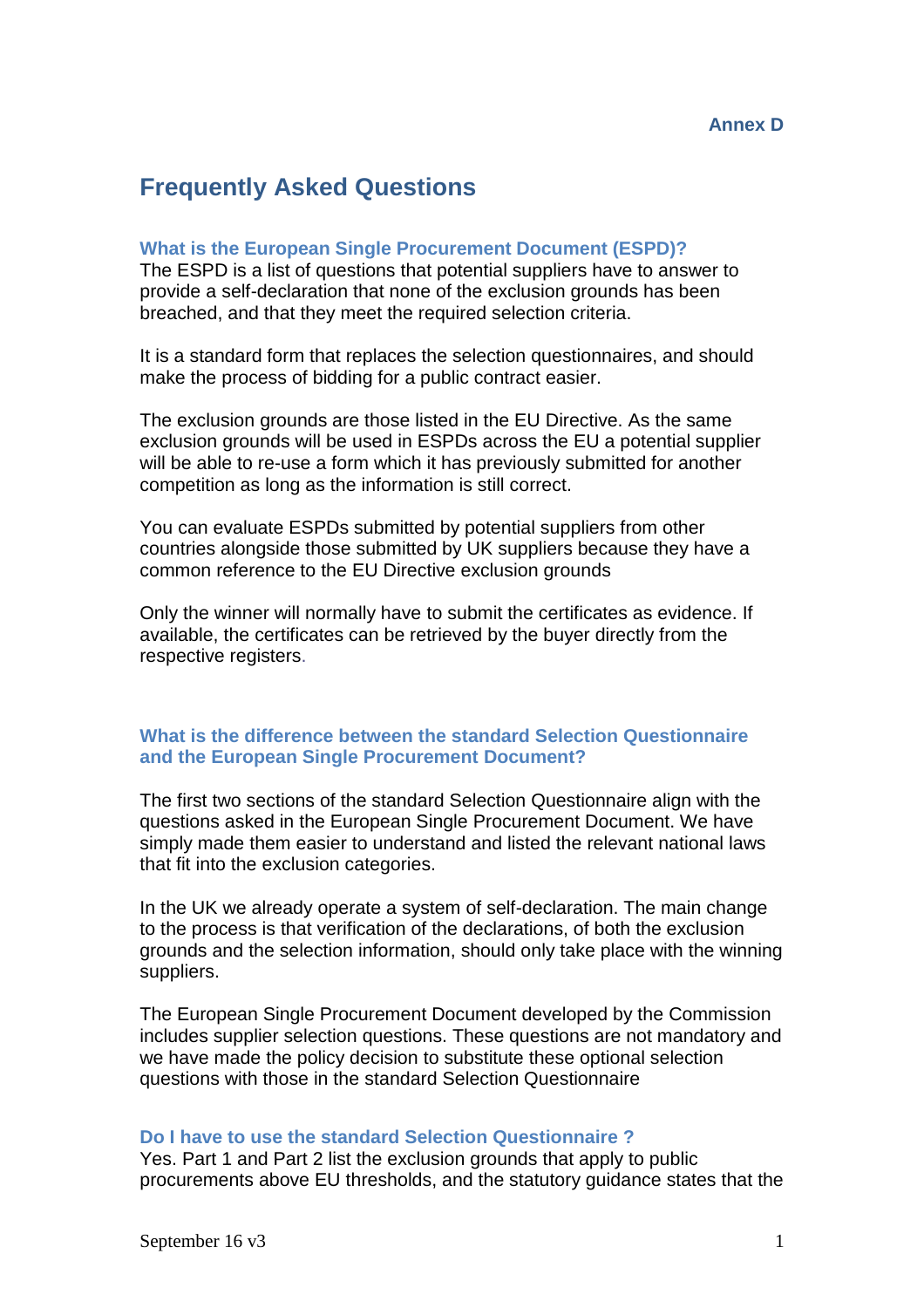Annex D

# Frequently Asked Questions

### What is the European Single Procurement Document (ESPD)?

The ESPD is a list of questions that potential suppliers have to answer to provide a self-declaration that none of the exclusion grounds has been breached, and that they meet the required selection criteria.

It is a standard form that replaces the selection questionnaires, and should make the process of bidding for a public contract easier.

The exclusion grounds are those listed in the EU Directive. As the same exclusion grounds will be used in ESPDs across the EU a potential supplier will be able to re-use a form which it has previously submitted for another competition as long as the information is still correct.

You can evaluate ESPDs submitted by potential suppliers from other countries alongside those submitted by UK suppliers because they have a common reference to the EU Directive exclusion grounds

Only the winner will normally have to submit the certificates as evidence. If available, the certificates can be retrieved by the buyer directly from the respective registers.

### What is the difference between the standard Selection Questionnaire and the European Single Procurement Document?

The first two sections of the standard Selection Questionnaire align with the questions asked in the European Single Procurement Document. We have simply made them easier to understand and listed the relevant national laws that fit into the exclusion categories.

In the UK we already operate a system of self-declaration. The main change to the process is that verification of the declarations, of both the exclusion grounds and the selection information, should only take place with the winning suppliers.

The European Single Procurement Document developed by the Commission includes supplier selection questions. These questions are not mandatory and we have made the policy decision to substitute these optional selection questions with those in the standard Selection Questionnaire

### Do I have to use the standard Selection Questionnaire ?

Yes. Part 1 and Part 2 list the exclusion grounds that apply to public procurements above EU thresholds, and the statutory guidance states that the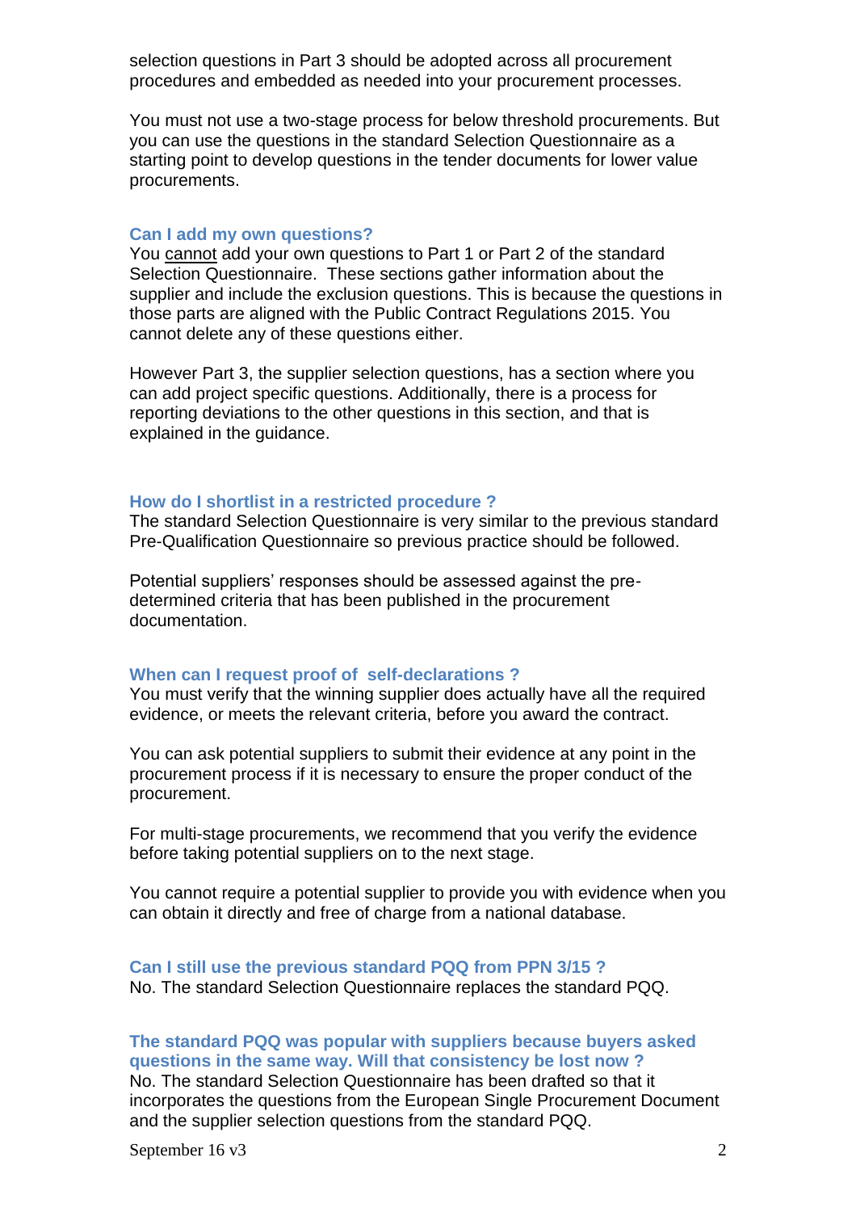selection questions in Part 3 should be adopted across all procurement procedures and embedded as needed into your procurement processes.

You must not use a two-stage process for below threshold procurements. But you can use the questions in the standard Selection Questionnaire as a starting point to develop questions in the tender documents for lower value procurements.

### Can I add my own questions?

You cannot add your own questions to Part 1 or Part 2 of the standard Selection Questionnaire. These sections gather information about the supplier and include the exclusion questions. This is because the questions in those parts are aligned with the Public Contract Regulations 2015. You cannot delete any of these questions either.

However Part 3, the supplier selection questions, has a section where you can add project specific questions. Additionally, there is a process for reporting deviations to the other questions in this section, and that is explained in the guidance.

### How do I shortlist in a restricted procedure ?

The standard Selection Questionnaire is very similar to the previous standard Pre-Qualification Questionnaire so previous practice should be followed.

Potential suppliers' responses should be assessed against the pre-determined criteria that has been published in the procurement documentation.

### When can I request proof of self-declarations ?

You must verify that the winning supplier does actually have all the required evidence, or meets the relevant criteria, before you award the contract.

You can ask potential suppliers to submit their evidence at any point in the procurement process if it is necessary to ensure the proper conduct of the procurement.

For multi-stage procurements, we recommend that you verify the evidence before taking potential suppliers on to the next stage.

You cannot require a potential supplier to provide you with evidence when you can obtain it directly and free of charge from a national database.

### Can I still use the previous standard PQQ from PPN 3/15 ?

No. The standard Selection Questionnaire replaces the standard PQQ.

### The standard PQQ was popular with suppliers because buyers asked questions in the same way. Will that consistency be lost now ?

No. The standard Selection Questionnaire has been drafted so that it incorporates the questions from the European Single Procurement Document and the supplier selection questions from the standard PQQ.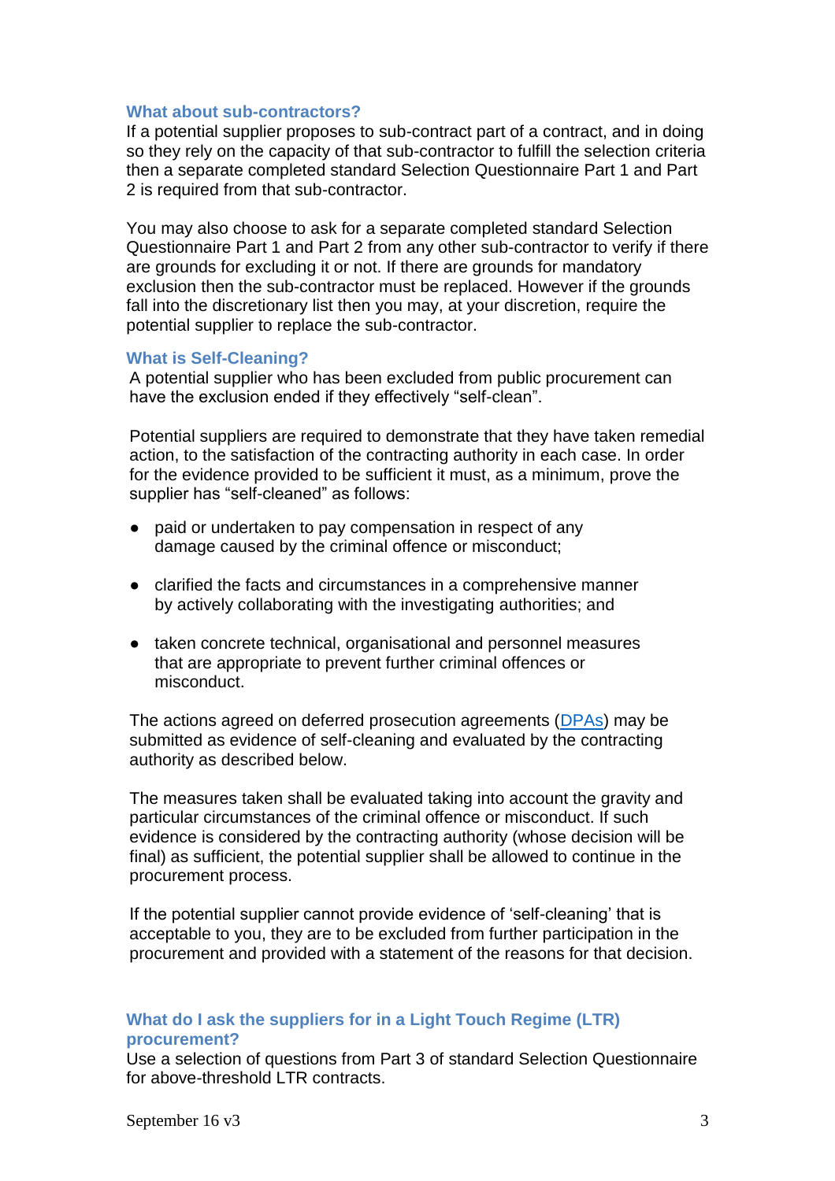### What about sub-contractors?

If a potential supplier proposes to sub-contract part of a contract, and in doing so they rely on the capacity of that sub-contractor to fulfill the selection criteria then a separate completed standard Selection Questionnaire Part 1 and Part 2 is required from that sub-contractor.

You may also choose to ask for a separate completed standard Selection Questionnaire Part 1 and Part 2 from any other sub-contractor to verify if there are grounds for excluding it or not. If there are grounds for mandatory exclusion then the sub-contractor must be replaced. However if the grounds fall into the discretionary list then you may, at your discretion, require the potential supplier to replace the sub-contractor.

### What is Self-Cleaning?

A potential supplier who has been excluded from public procurement can have the exclusion ended if they effectively "self-clean".

Potential suppliers are required to demonstrate that they have taken remedial action, to the satisfaction of the contracting authority in each case. In order for the evidence provided to be sufficient it must, as a minimum, prove the supplier has "self-cleaned" as follows:

- paid or undertaken to pay compensation in respect of any damage caused by the criminal offence or misconduct;
- clarified the facts and circumstances in a comprehensive manner by actively collaborating with the investigating authorities; and
- taken concrete technical, organisational and personnel measures that are appropriate to prevent further criminal offences or misconduct.

The actions agreed on deferred prosecution agreements (DPAs) may be submitted as evidence of self-cleaning and evaluated by the contracting authority as described below.

The measures taken shall be evaluated taking into account the gravity and particular circumstances of the criminal offence or misconduct. If such evidence is considered by the contracting authority (whose decision will be final) as sufficient, the potential supplier shall be allowed to continue in the procurement process.

If the potential supplier cannot provide evidence of 'self-cleaning' that is acceptable to you, they are to be excluded from further participation in the procurement and provided with a statement of the reasons for that decision.

### What do I ask the suppliers for in a Light Touch Regime (LTR) procurement?

Use a selection of questions from Part 3 of standard Selection Questionnaire for above-threshold LTR contracts.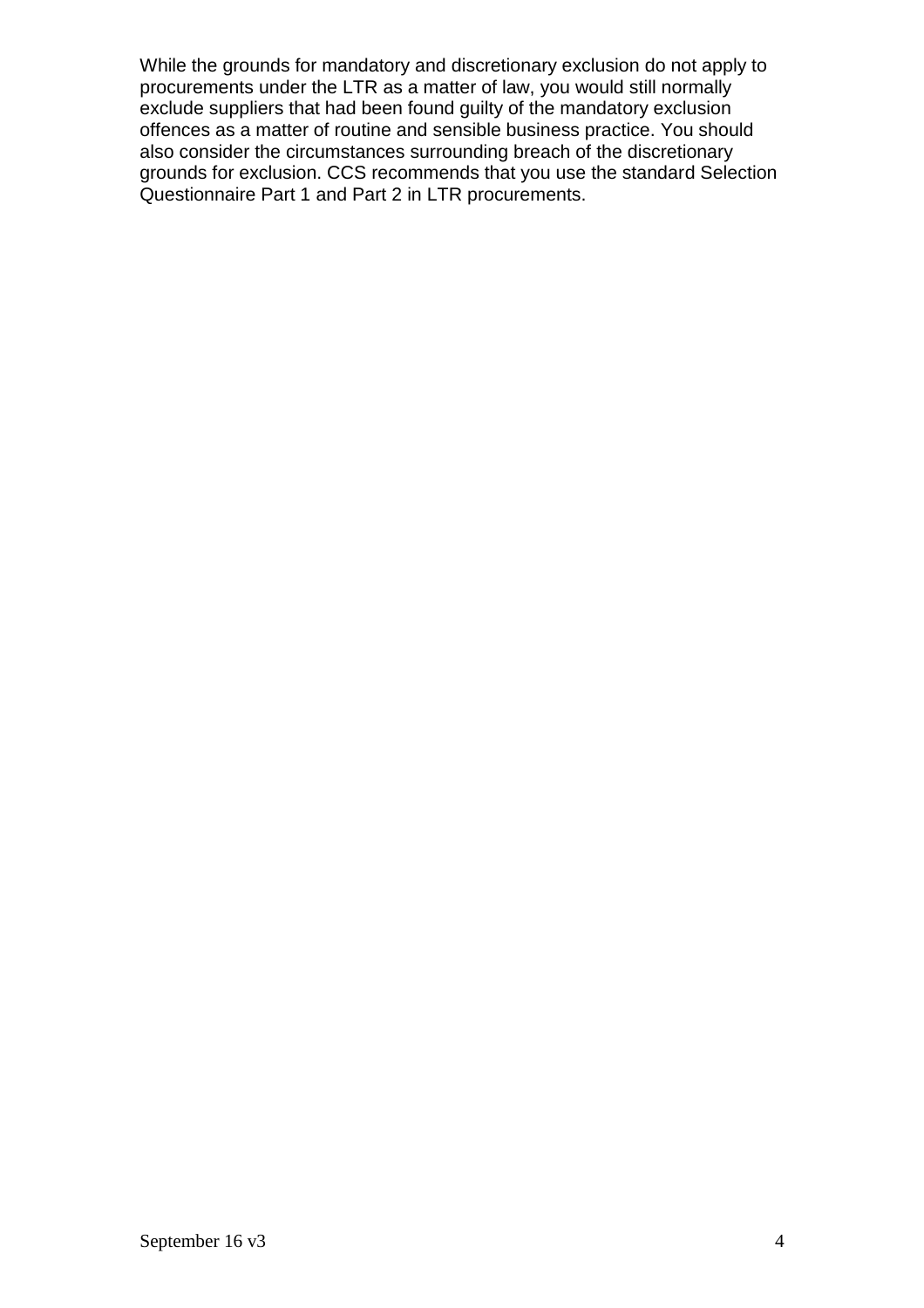While the grounds for mandatory and discretionary exclusion do not apply to procurements under the LTR as a matter of law, you would still normally exclude suppliers that had been found guilty of the mandatory exclusion offences as a matter of routine and sensible business practice. You should also consider the circumstances surrounding breach of the discretionary grounds for exclusion. CCS recommends that you use the standard Selection Questionnaire Part 1 and Part 2 in LTR procurements.